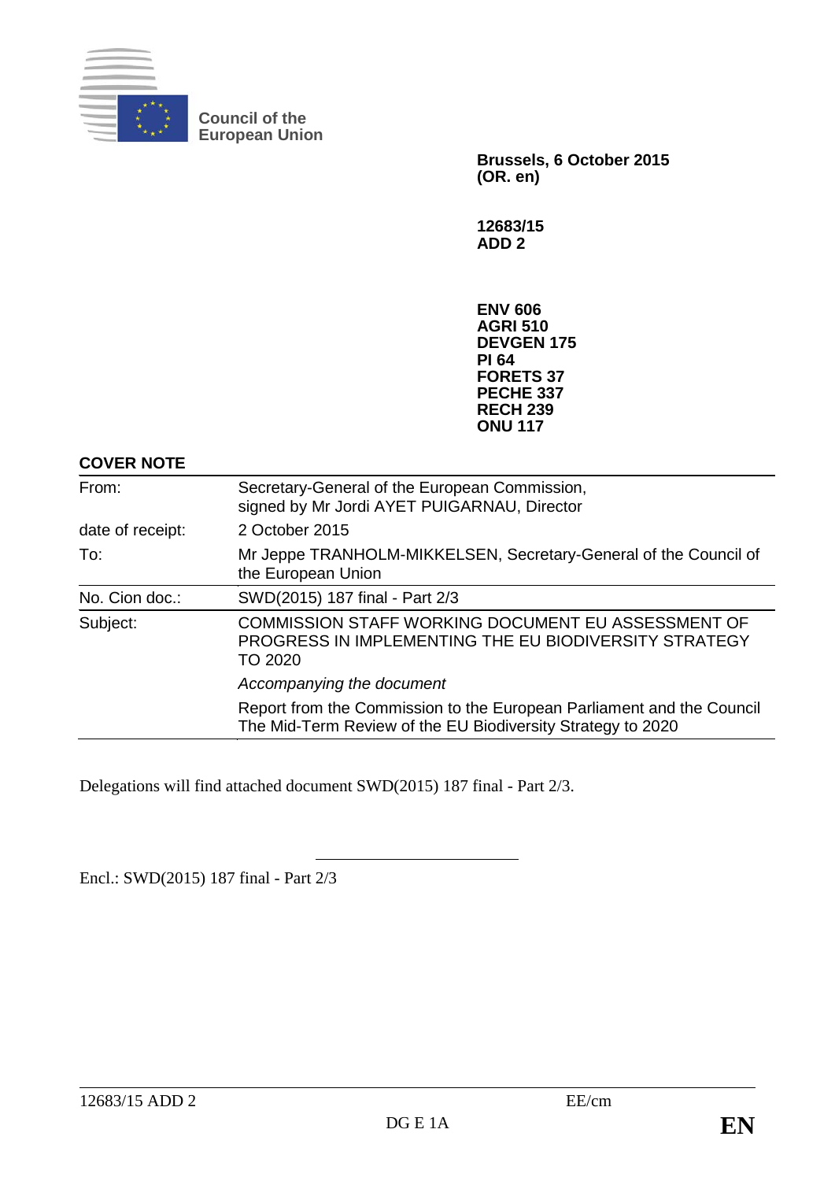**Council of the European Union**

**Brussels, 6 October 2015**
**(OR. en)**

**12683/15**
**ADD 2**

**ENV 606**
**AGRI 510**
**DEVGEN 175**
**PI 64**
**FORETS 37**
**PECHE 337**
**RECH 239**
**ONU 117**

**COVER NOTE**

| | |
|---|---|
| From: | Secretary-General of the European Commission, signed by Mr Jordi AYET PUIGARNAU, Director |
| date of receipt: | 2 October 2015 |
| To: | Mr Jeppe TRANHOLM-MIKKELSEN, Secretary-General of the Council of the European Union |
| No. Cion doc.: | SWD(2015) 187 final - Part 2/3 |
| Subject: | COMMISSION STAFF WORKING DOCUMENT EU ASSESSMENT OF PROGRESS IN IMPLEMENTING THE EU BIODIVERSITY STRATEGY TO 2020<br>*Accompanying the document*<br>Report from the Commission to the European Parliament and the Council The Mid-Term Review of the EU Biodiversity Strategy to 2020 |

Delegations will find attached document SWD(2015) 187 final - Part 2/3.

Encl.: SWD(2015) 187 final - Part 2/3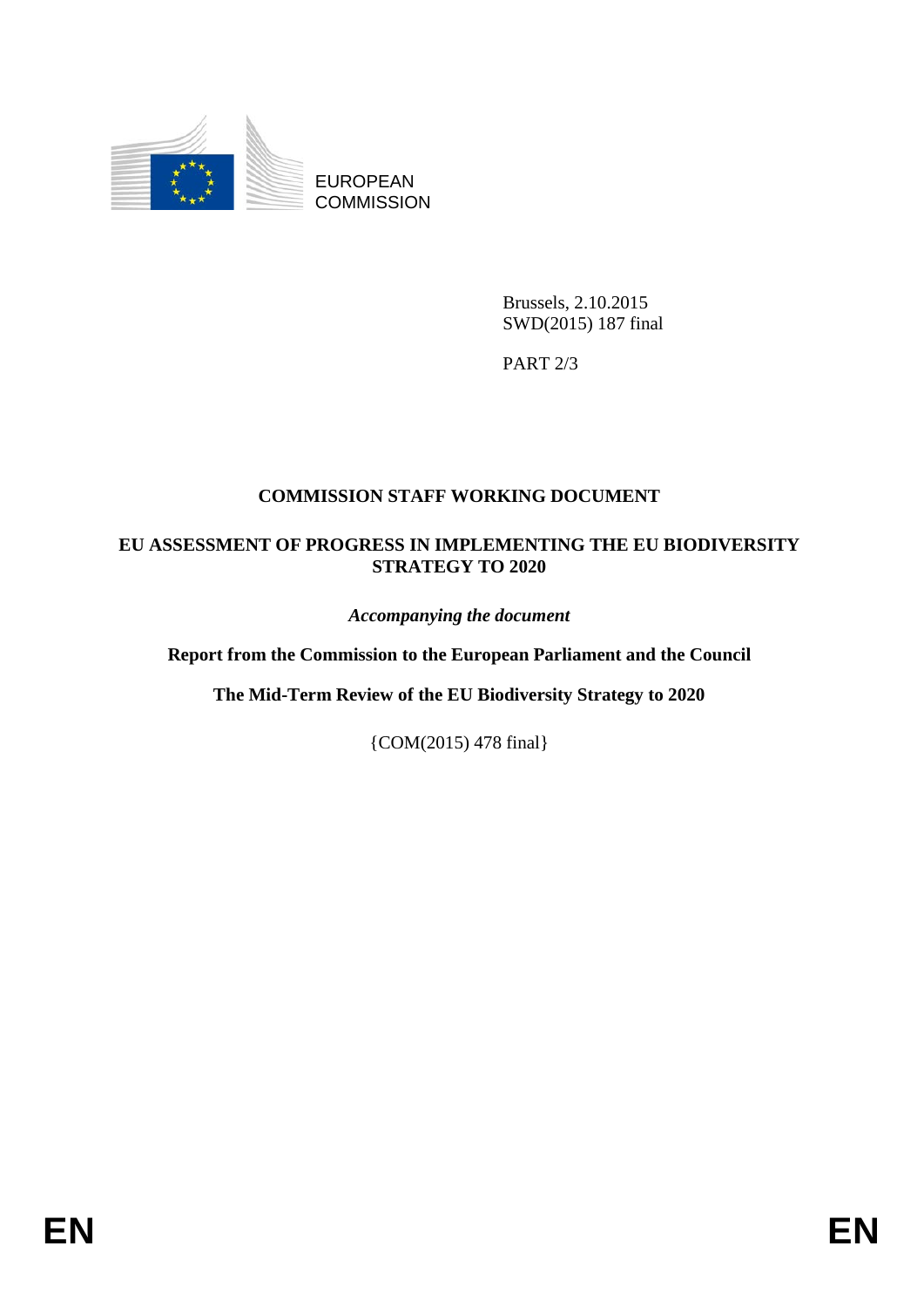EUROPEAN COMMISSION

Brussels, 2.10.2015
SWD(2015) 187 final

PART 2/3

# COMMISSION STAFF WORKING DOCUMENT

## EU ASSESSMENT OF PROGRESS IN IMPLEMENTING THE EU BIODIVERSITY STRATEGY TO 2020

*Accompanying the document*

**Report from the Commission to the European Parliament and the Council**

**The Mid-Term Review of the EU Biodiversity Strategy to 2020**

{COM(2015) 478 final}

EN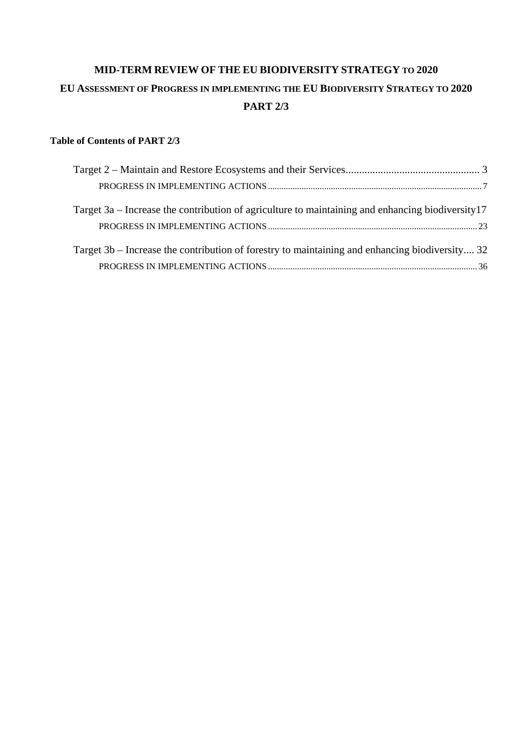**MID-TERM REVIEW OF THE EU BIODIVERSITY STRATEGY TO 2020**

**EU ASSESSMENT OF PROGRESS IN IMPLEMENTING THE EU BIODIVERSITY STRATEGY TO 2020**

**PART 2/3**

**Table of Contents of PART 2/3**

Target 2 – Maintain and Restore Ecosystems and their Services ........................................ 3

PROGRESS IN IMPLEMENTING ACTIONS ........................................ 7

Target 3a – Increase the contribution of agriculture to maintaining and enhancing biodiversity 17

PROGRESS IN IMPLEMENTING ACTIONS ........................................ 23

Target 3b – Increase the contribution of forestry to maintaining and enhancing biodiversity .... 32

PROGRESS IN IMPLEMENTING ACTIONS ........................................ 36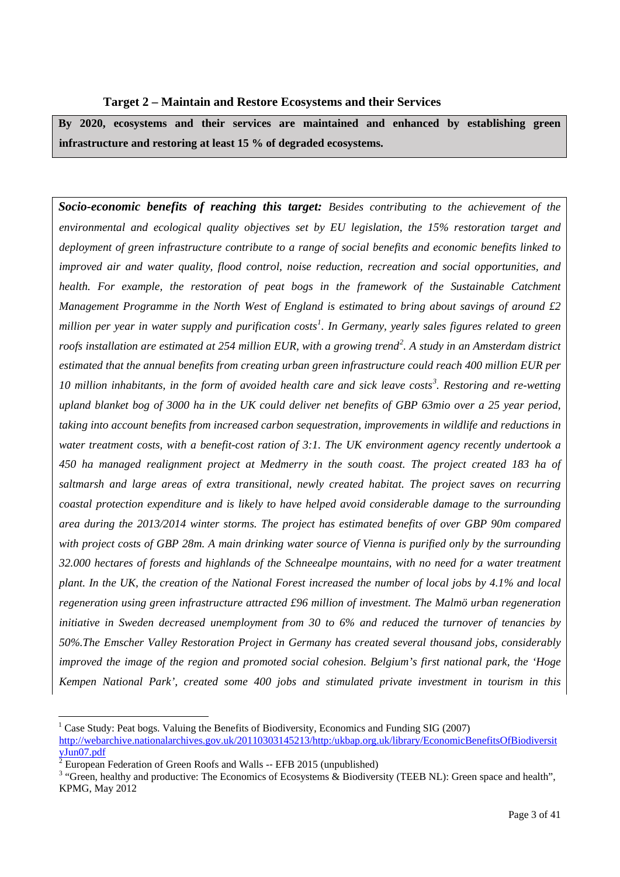### Target 2 – Maintain and Restore Ecosystems and their Services

**By 2020, ecosystems and their services are maintained and enhanced by establishing green infrastructure and restoring at least 15 % of degraded ecosystems.**

***Socio-economic benefits of reaching this target:*** *Besides contributing to the achievement of the environmental and ecological quality objectives set by EU legislation, the 15% restoration target and deployment of green infrastructure contribute to a range of social benefits and economic benefits linked to improved air and water quality, flood control, noise reduction, recreation and social opportunities, and health. For example, the restoration of peat bogs in the framework of the Sustainable Catchment Management Programme in the North West of England is estimated to bring about savings of around £2 million per year in water supply and purification costs*[1]*. In Germany, yearly sales figures related to green roofs installation are estimated at 254 million EUR, with a growing trend*[2]*. A study in an Amsterdam district estimated that the annual benefits from creating urban green infrastructure could reach 400 million EUR per 10 million inhabitants, in the form of avoided health care and sick leave costs*[3]*. Restoring and re-wetting upland blanket bog of 3000 ha in the UK could deliver net benefits of GBP 63mio over a 25 year period, taking into account benefits from increased carbon sequestration, improvements in wildlife and reductions in water treatment costs, with a benefit-cost ration of 3:1. The UK environment agency recently undertook a 450 ha managed realignment project at Medmerry in the south coast. The project created 183 ha of saltmarsh and large areas of extra transitional, newly created habitat. The project saves on recurring coastal protection expenditure and is likely to have helped avoid considerable damage to the surrounding area during the 2013/2014 winter storms. The project has estimated benefits of over GBP 90m compared with project costs of GBP 28m. A main drinking water source of Vienna is purified only by the surrounding 32.000 hectares of forests and highlands of the Schneealpe mountains, with no need for a water treatment plant. In the UK, the creation of the National Forest increased the number of local jobs by 4.1% and local regeneration using green infrastructure attracted £96 million of investment. The Malmö urban regeneration initiative in Sweden decreased unemployment from 30 to 6% and reduced the turnover of tenancies by 50%.The Emscher Valley Restoration Project in Germany has created several thousand jobs, considerably improved the image of the region and promoted social cohesion. Belgium's first national park, the 'Hoge Kempen National Park', created some 400 jobs and stimulated private investment in tourism in this*

---

[1] Case Study: Peat bogs. Valuing the Benefits of Biodiversity, Economics and Funding SIG (2007) http://webarchive.nationalarchives.gov.uk/20110303145213/http:/ukbap.org.uk/library/EconomicBenefitsOfBiodiversityJun07.pdf

[2] European Federation of Green Roofs and Walls -- EFB 2015 (unpublished)

[3] "Green, healthy and productive: The Economics of Ecosystems & Biodiversity (TEEB NL): Green space and health", KPMG, May 2012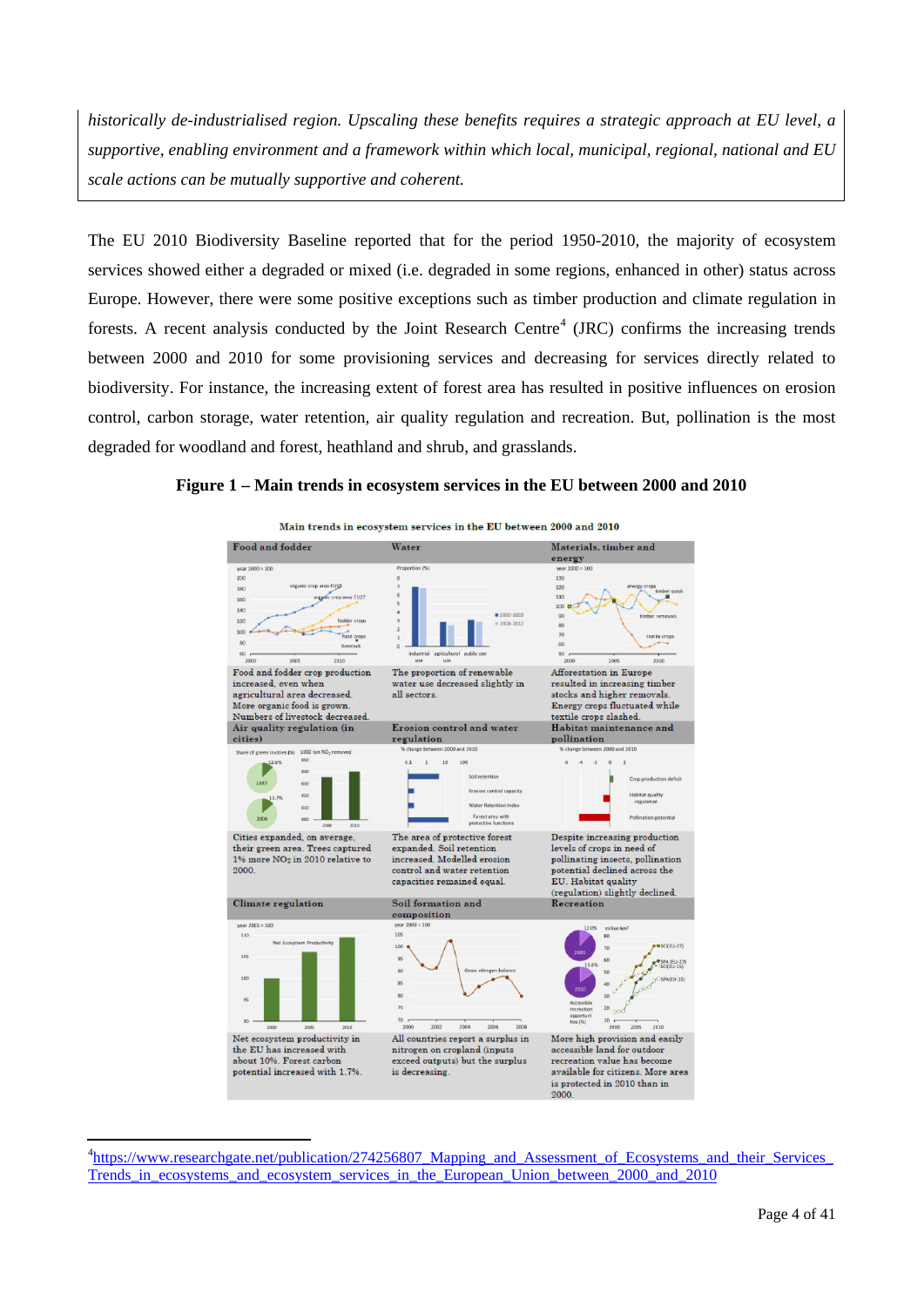*historically de-industrialised region. Upscaling these benefits requires a strategic approach at EU level, a supportive, enabling environment and a framework within which local, municipal, regional, national and EU scale actions can be mutually supportive and coherent.*

The EU 2010 Biodiversity Baseline reported that for the period 1950-2010, the majority of ecosystem services showed either a degraded or mixed (i.e. degraded in some regions, enhanced in other) status across Europe. However, there were some positive exceptions such as timber production and climate regulation in forests. A recent analysis conducted by the Joint Research Centre[4] (JRC) confirms the increasing trends between 2000 and 2010 for some provisioning services and decreasing for services directly related to biodiversity. For instance, the increasing extent of forest area has resulted in positive influences on erosion control, carbon storage, water retention, air quality regulation and recreation. But, pollination is the most degraded for woodland and forest, heathland and shrub, and grasslands.

**Figure 1 – Main trends in ecosystem services in the EU between 2000 and 2010**

Main trends in ecosystem services in the EU between 2000 and 2010

| Food and fodder | Water | Materials, timber and energy |
|---|---|---|
| Food and fodder crop production increased, even when agricultural area decreased. More organic food is grown. Numbers of livestock decreased. | The proportion of renewable water use decreased slightly in all sectors. | Afforestation in Europe resulted in increasing timber stocks and higher removals. Energy crops fluctuated while textile crops slashed. |
| **Air quality regulation (in cities)** | **Erosion control and water regulation** | **Habitat maintenance and pollination** |
| Cities expanded, on average, their green area. Trees captured 1% more $NO_2$ in 2010 relative to 2000. | The area of protective forest expanded. Soil retention increased. Modelled erosion control and water retention capacities remained equal. | Despite increasing production levels of crops in need of pollinating insects, pollination potential declined across the EU. Habitat quality (regulation) slightly declined. |
| **Climate regulation** | **Soil formation and composition** | **Recreation** |
| Net ecosystem productivity in the EU has increased with about 10%. Forest carbon potential increased with 1.7%. | All countries report a surplus in nitrogen on cropland (inputs exceed outputs) but the surplus is decreasing. | More high provision and easily accessible land for outdoor recreation value has become available for citizens. More area is protected in 2010 than in 2000. |

[4] https://www.researchgate.net/publication/274256807_Mapping_and_Assessment_of_Ecosystems_and_their_Services_Trends_in_ecosystems_and_ecosystem_services_in_the_European_Union_between_2000_and_2010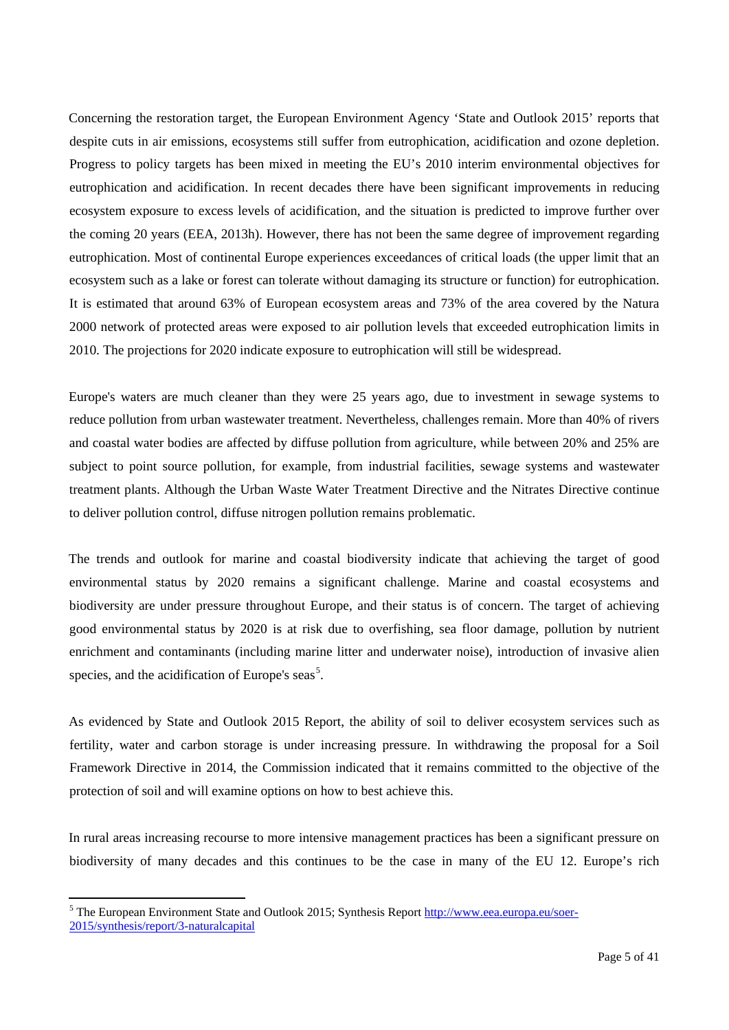Concerning the restoration target, the European Environment Agency 'State and Outlook 2015' reports that despite cuts in air emissions, ecosystems still suffer from eutrophication, acidification and ozone depletion. Progress to policy targets has been mixed in meeting the EU's 2010 interim environmental objectives for eutrophication and acidification. In recent decades there have been significant improvements in reducing ecosystem exposure to excess levels of acidification, and the situation is predicted to improve further over the coming 20 years (EEA, 2013h). However, there has not been the same degree of improvement regarding eutrophication. Most of continental Europe experiences exceedances of critical loads (the upper limit that an ecosystem such as a lake or forest can tolerate without damaging its structure or function) for eutrophication. It is estimated that around 63% of European ecosystem areas and 73% of the area covered by the Natura 2000 network of protected areas were exposed to air pollution levels that exceeded eutrophication limits in 2010. The projections for 2020 indicate exposure to eutrophication will still be widespread.

Europe's waters are much cleaner than they were 25 years ago, due to investment in sewage systems to reduce pollution from urban wastewater treatment. Nevertheless, challenges remain. More than 40% of rivers and coastal water bodies are affected by diffuse pollution from agriculture, while between 20% and 25% are subject to point source pollution, for example, from industrial facilities, sewage systems and wastewater treatment plants. Although the Urban Waste Water Treatment Directive and the Nitrates Directive continue to deliver pollution control, diffuse nitrogen pollution remains problematic.

The trends and outlook for marine and coastal biodiversity indicate that achieving the target of good environmental status by 2020 remains a significant challenge. Marine and coastal ecosystems and biodiversity are under pressure throughout Europe, and their status is of concern. The target of achieving good environmental status by 2020 is at risk due to overfishing, sea floor damage, pollution by nutrient enrichment and contaminants (including marine litter and underwater noise), introduction of invasive alien species, and the acidification of Europe's seas[5].

As evidenced by State and Outlook 2015 Report, the ability of soil to deliver ecosystem services such as fertility, water and carbon storage is under increasing pressure. In withdrawing the proposal for a Soil Framework Directive in 2014, the Commission indicated that it remains committed to the objective of the protection of soil and will examine options on how to best achieve this.

In rural areas increasing recourse to more intensive management practices has been a significant pressure on biodiversity of many decades and this continues to be the case in many of the EU 12. Europe's rich

---

[5] The European Environment State and Outlook 2015; Synthesis Report http://www.eea.europa.eu/soer-2015/synthesis/report/3-naturalcapital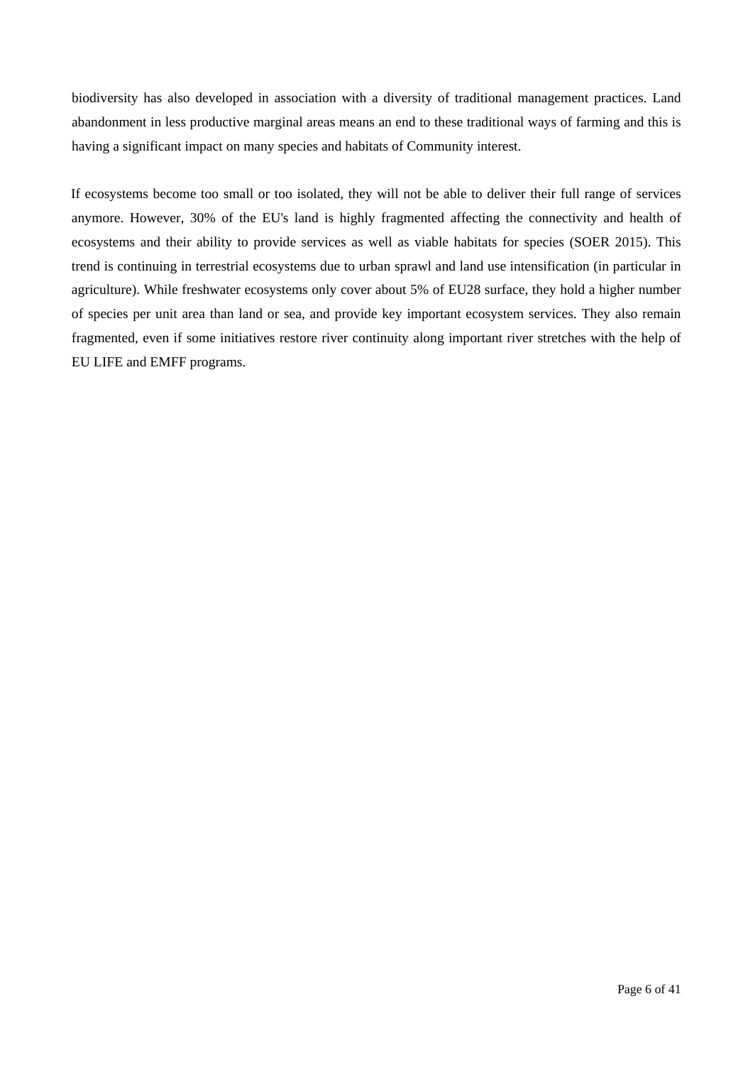biodiversity has also developed in association with a diversity of traditional management practices. Land abandonment in less productive marginal areas means an end to these traditional ways of farming and this is having a significant impact on many species and habitats of Community interest.

If ecosystems become too small or too isolated, they will not be able to deliver their full range of services anymore. However, 30% of the EU's land is highly fragmented affecting the connectivity and health of ecosystems and their ability to provide services as well as viable habitats for species (SOER 2015). This trend is continuing in terrestrial ecosystems due to urban sprawl and land use intensification (in particular in agriculture). While freshwater ecosystems only cover about 5% of EU28 surface, they hold a higher number of species per unit area than land or sea, and provide key important ecosystem services. They also remain fragmented, even if some initiatives restore river continuity along important river stretches with the help of EU LIFE and EMFF programs.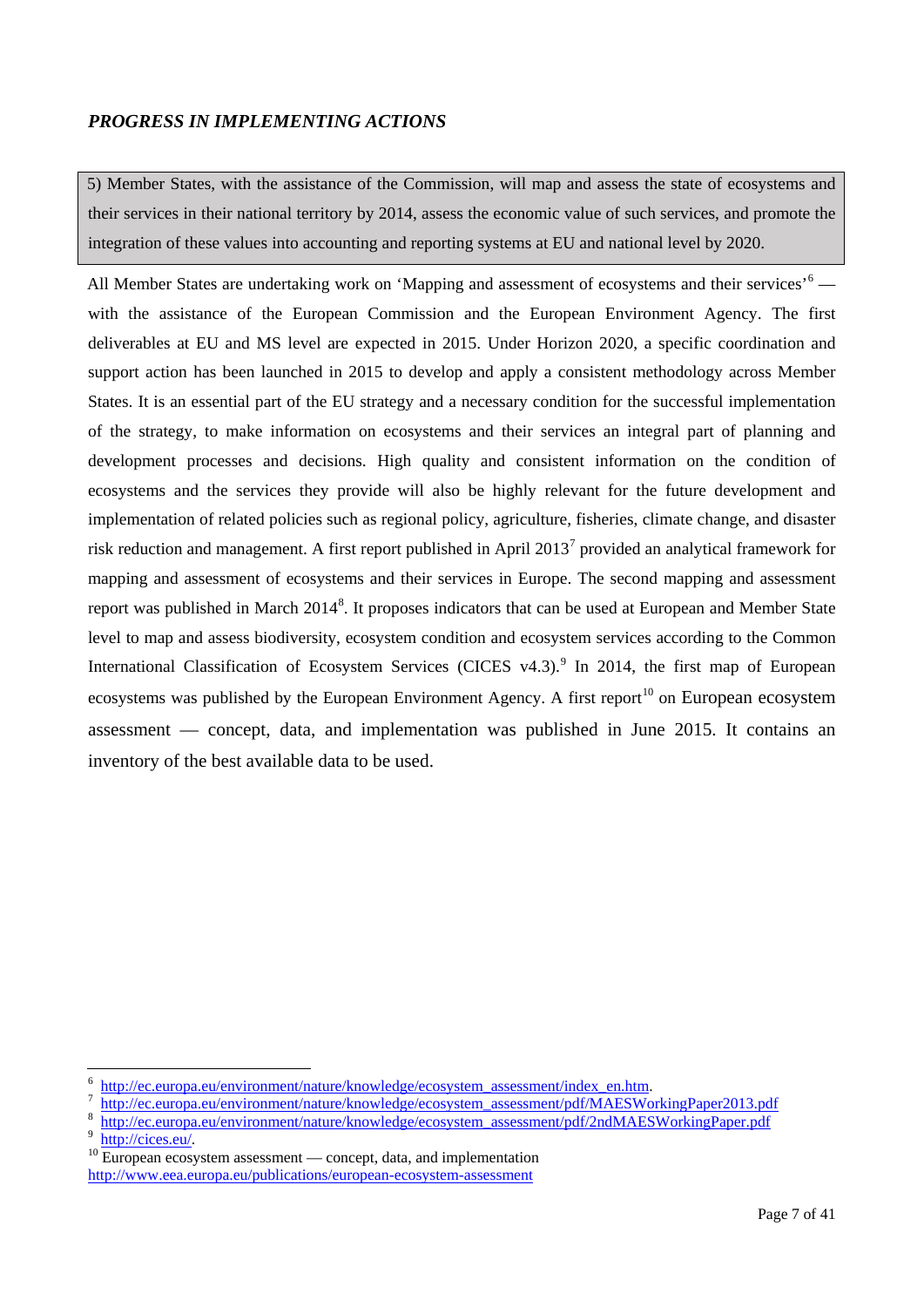*PROGRESS IN IMPLEMENTING ACTIONS*

> 5) Member States, with the assistance of the Commission, will map and assess the state of ecosystems and their services in their national territory by 2014, assess the economic value of such services, and promote the integration of these values into accounting and reporting systems at EU and national level by 2020.

All Member States are undertaking work on 'Mapping and assessment of ecosystems and their services'[6] — with the assistance of the European Commission and the European Environment Agency. The first deliverables at EU and MS level are expected in 2015. Under Horizon 2020, a specific coordination and support action has been launched in 2015 to develop and apply a consistent methodology across Member States. It is an essential part of the EU strategy and a necessary condition for the successful implementation of the strategy, to make information on ecosystems and their services an integral part of planning and development processes and decisions. High quality and consistent information on the condition of ecosystems and the services they provide will also be highly relevant for the future development and implementation of related policies such as regional policy, agriculture, fisheries, climate change, and disaster risk reduction and management. A first report published in April 2013[7] provided an analytical framework for mapping and assessment of ecosystems and their services in Europe. The second mapping and assessment report was published in March 2014[8]. It proposes indicators that can be used at European and Member State level to map and assess biodiversity, ecosystem condition and ecosystem services according to the Common International Classification of Ecosystem Services (CICES v4.3).[9] In 2014, the first map of European ecosystems was published by the European Environment Agency. A first report[10] on European ecosystem assessment — concept, data, and implementation was published in June 2015. It contains an inventory of the best available data to be used.

---

[6] http://ec.europa.eu/environment/nature/knowledge/ecosystem_assessment/index_en.htm.

[7] http://ec.europa.eu/environment/nature/knowledge/ecosystem_assessment/pdf/MAESWorkingPaper2013.pdf

[8] http://ec.europa.eu/environment/nature/knowledge/ecosystem_assessment/pdf/2ndMAESWorkingPaper.pdf

[9] http://cices.eu/.

[10] European ecosystem assessment — concept, data, and implementation http://www.eea.europa.eu/publications/european-ecosystem-assessment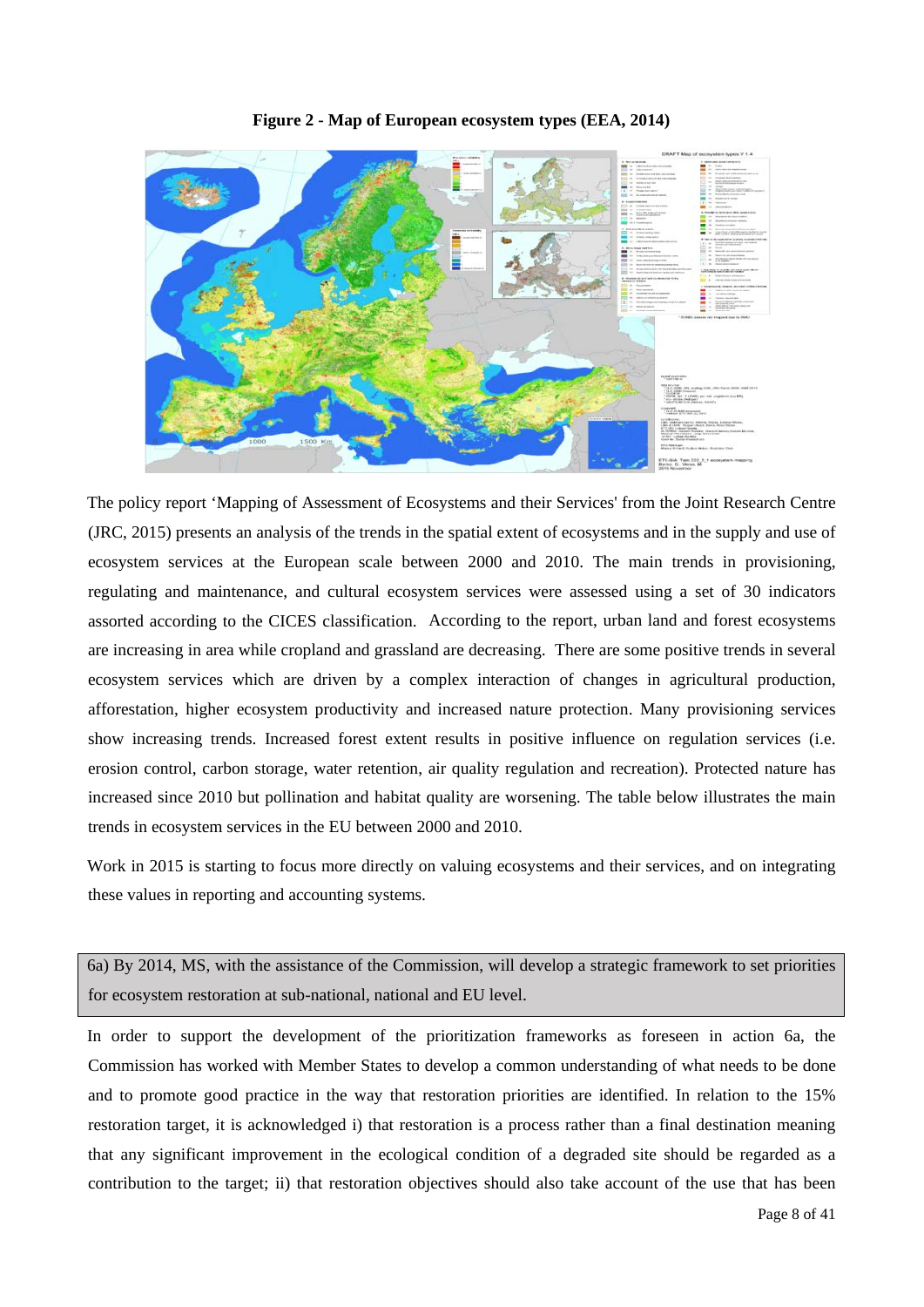**Figure 2 - Map of European ecosystem types (EEA, 2014)**

The policy report 'Mapping of Assessment of Ecosystems and their Services' from the Joint Research Centre (JRC, 2015) presents an analysis of the trends in the spatial extent of ecosystems and in the supply and use of ecosystem services at the European scale between 2000 and 2010. The main trends in provisioning, regulating and maintenance, and cultural ecosystem services were assessed using a set of 30 indicators assorted according to the CICES classification. According to the report, urban land and forest ecosystems are increasing in area while cropland and grassland are decreasing. There are some positive trends in several ecosystem services which are driven by a complex interaction of changes in agricultural production, afforestation, higher ecosystem productivity and increased nature protection. Many provisioning services show increasing trends. Increased forest extent results in positive influence on regulation services (i.e. erosion control, carbon storage, water retention, air quality regulation and recreation). Protected nature has increased since 2010 but pollination and habitat quality are worsening. The table below illustrates the main trends in ecosystem services in the EU between 2000 and 2010.

Work in 2015 is starting to focus more directly on valuing ecosystems and their services, and on integrating these values in reporting and accounting systems.

| 6a) By 2014, MS, with the assistance of the Commission, will develop a strategic framework to set priorities for ecosystem restoration at sub-national, national and EU level. |
| --- |

In order to support the development of the prioritization frameworks as foreseen in action 6a, the Commission has worked with Member States to develop a common understanding of what needs to be done and to promote good practice in the way that restoration priorities are identified. In relation to the 15% restoration target, it is acknowledged i) that restoration is a process rather than a final destination meaning that any significant improvement in the ecological condition of a degraded site should be regarded as a contribution to the target; ii) that restoration objectives should also take account of the use that has been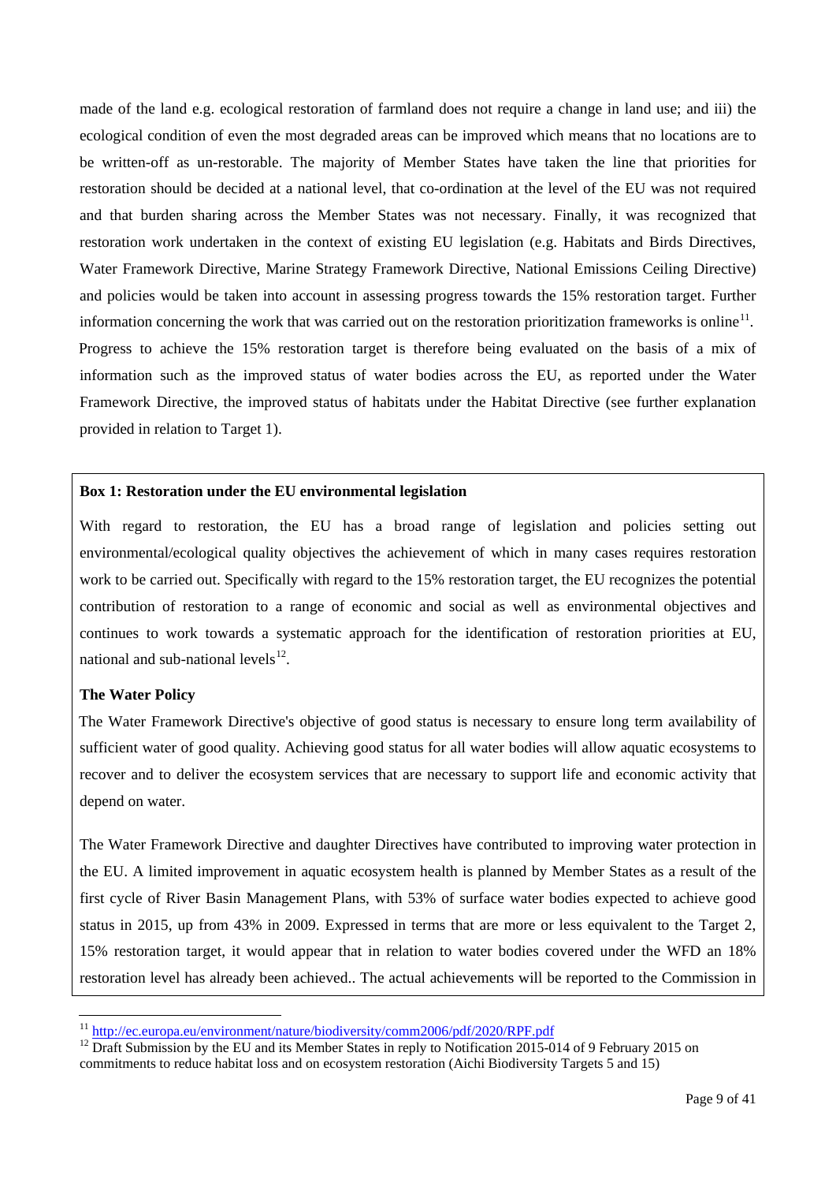made of the land e.g. ecological restoration of farmland does not require a change in land use; and iii) the ecological condition of even the most degraded areas can be improved which means that no locations are to be written-off as un-restorable. The majority of Member States have taken the line that priorities for restoration should be decided at a national level, that co-ordination at the level of the EU was not required and that burden sharing across the Member States was not necessary. Finally, it was recognized that restoration work undertaken in the context of existing EU legislation (e.g. Habitats and Birds Directives, Water Framework Directive, Marine Strategy Framework Directive, National Emissions Ceiling Directive) and policies would be taken into account in assessing progress towards the 15% restoration target. Further information concerning the work that was carried out on the restoration prioritization frameworks is online[11].

Progress to achieve the 15% restoration target is therefore being evaluated on the basis of a mix of information such as the improved status of water bodies across the EU, as reported under the Water Framework Directive, the improved status of habitats under the Habitat Directive (see further explanation provided in relation to Target 1).

**Box 1: Restoration under the EU environmental legislation**

With regard to restoration, the EU has a broad range of legislation and policies setting out environmental/ecological quality objectives the achievement of which in many cases requires restoration work to be carried out. Specifically with regard to the 15% restoration target, the EU recognizes the potential contribution of restoration to a range of economic and social as well as environmental objectives and continues to work towards a systematic approach for the identification of restoration priorities at EU, national and sub-national levels[12].

**The Water Policy**

The Water Framework Directive's objective of good status is necessary to ensure long term availability of sufficient water of good quality. Achieving good status for all water bodies will allow aquatic ecosystems to recover and to deliver the ecosystem services that are necessary to support life and economic activity that depend on water.

The Water Framework Directive and daughter Directives have contributed to improving water protection in the EU. A limited improvement in aquatic ecosystem health is planned by Member States as a result of the first cycle of River Basin Management Plans, with 53% of surface water bodies expected to achieve good status in 2015, up from 43% in 2009. Expressed in terms that are more or less equivalent to the Target 2, 15% restoration target, it would appear that in relation to water bodies covered under the WFD an 18% restoration level has already been achieved.. The actual achievements will be reported to the Commission in

[11] http://ec.europa.eu/environment/nature/biodiversity/comm2006/pdf/2020/RPF.pdf

[12] Draft Submission by the EU and its Member States in reply to Notification 2015-014 of 9 February 2015 on commitments to reduce habitat loss and on ecosystem restoration (Aichi Biodiversity Targets 5 and 15)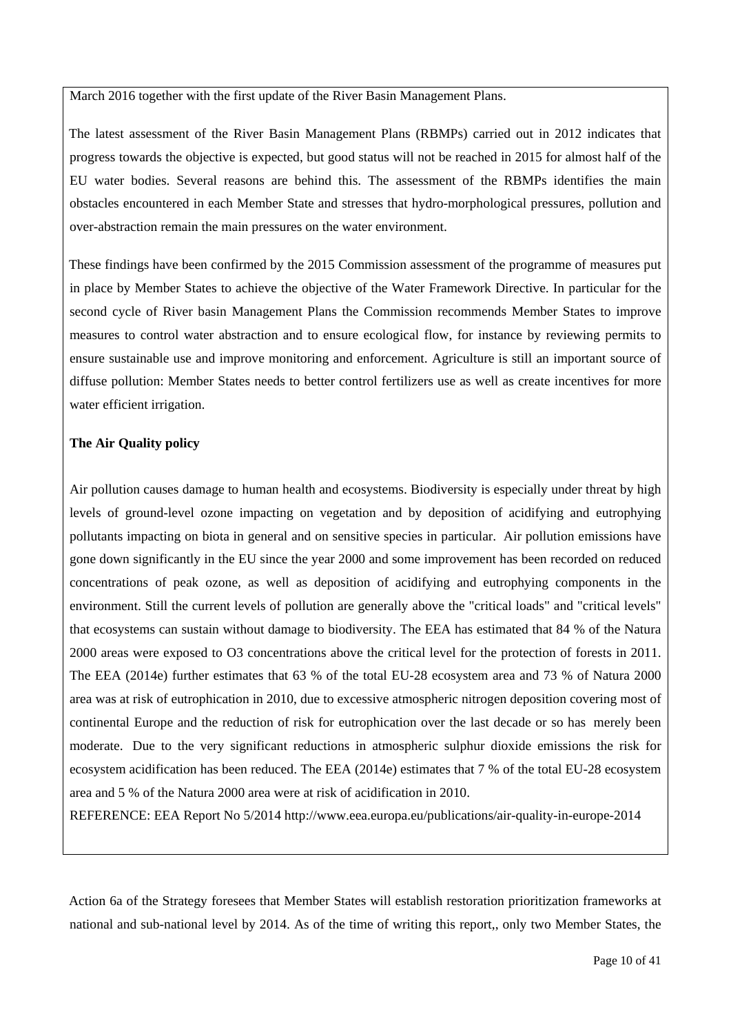March 2016 together with the first update of the River Basin Management Plans.

The latest assessment of the River Basin Management Plans (RBMPs) carried out in 2012 indicates that progress towards the objective is expected, but good status will not be reached in 2015 for almost half of the EU water bodies. Several reasons are behind this. The assessment of the RBMPs identifies the main obstacles encountered in each Member State and stresses that hydro-morphological pressures, pollution and over-abstraction remain the main pressures on the water environment.

These findings have been confirmed by the 2015 Commission assessment of the programme of measures put in place by Member States to achieve the objective of the Water Framework Directive. In particular for the second cycle of River basin Management Plans the Commission recommends Member States to improve measures to control water abstraction and to ensure ecological flow, for instance by reviewing permits to ensure sustainable use and improve monitoring and enforcement. Agriculture is still an important source of diffuse pollution: Member States needs to better control fertilizers use as well as create incentives for more water efficient irrigation.

**The Air Quality policy**

Air pollution causes damage to human health and ecosystems. Biodiversity is especially under threat by high levels of ground-level ozone impacting on vegetation and by deposition of acidifying and eutrophying pollutants impacting on biota in general and on sensitive species in particular. Air pollution emissions have gone down significantly in the EU since the year 2000 and some improvement has been recorded on reduced concentrations of peak ozone, as well as deposition of acidifying and eutrophying components in the environment. Still the current levels of pollution are generally above the "critical loads" and "critical levels" that ecosystems can sustain without damage to biodiversity. The EEA has estimated that 84 % of the Natura 2000 areas were exposed to $O_3$ concentrations above the critical level for the protection of forests in 2011. The EEA (2014e) further estimates that 63 % of the total EU-28 ecosystem area and 73 % of Natura 2000 area was at risk of eutrophication in 2010, due to excessive atmospheric nitrogen deposition covering most of continental Europe and the reduction of risk for eutrophication over the last decade or so has merely been moderate. Due to the very significant reductions in atmospheric sulphur dioxide emissions the risk for ecosystem acidification has been reduced. The EEA (2014e) estimates that 7 % of the total EU-28 ecosystem area and 5 % of the Natura 2000 area were at risk of acidification in 2010.

REFERENCE: EEA Report No 5/2014 http://www.eea.europa.eu/publications/air-quality-in-europe-2014

Action 6a of the Strategy foresees that Member States will establish restoration prioritization frameworks at national and sub-national level by 2014. As of the time of writing this report,, only two Member States, the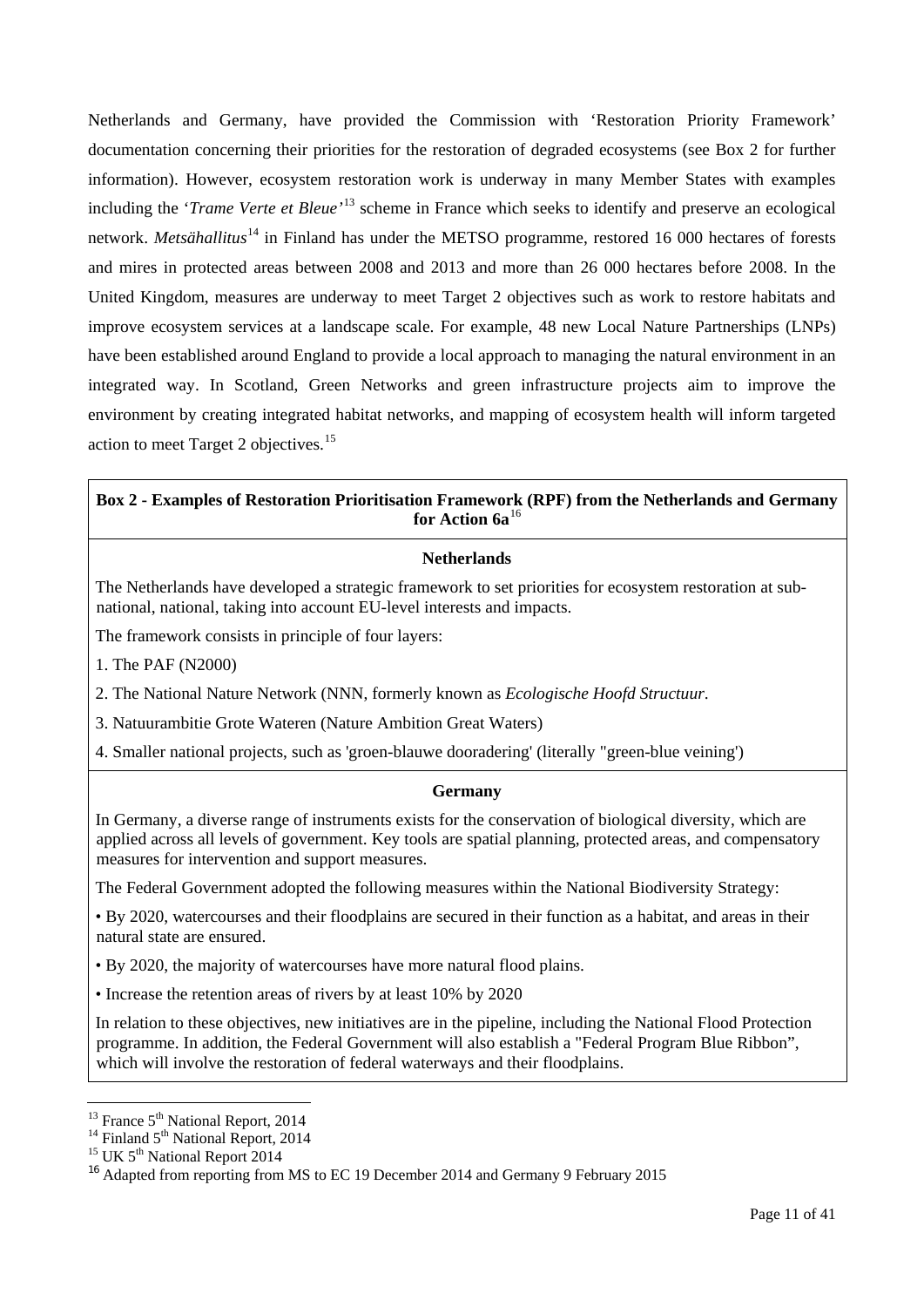Netherlands and Germany, have provided the Commission with 'Restoration Priority Framework' documentation concerning their priorities for the restoration of degraded ecosystems (see Box 2 for further information). However, ecosystem restoration work is underway in many Member States with examples including the '*Trame Verte et Bleue*'[13] scheme in France which seeks to identify and preserve an ecological network. *Metsähallitus*[14] in Finland has under the METSO programme, restored 16 000 hectares of forests and mires in protected areas between 2008 and 2013 and more than 26 000 hectares before 2008. In the United Kingdom, measures are underway to meet Target 2 objectives such as work to restore habitats and improve ecosystem services at a landscape scale. For example, 48 new Local Nature Partnerships (LNPs) have been established around England to provide a local approach to managing the natural environment in an integrated way. In Scotland, Green Networks and green infrastructure projects aim to improve the environment by creating integrated habitat networks, and mapping of ecosystem health will inform targeted action to meet Target 2 objectives.[15]

**Box 2 - Examples of Restoration Prioritisation Framework (RPF) from the Netherlands and Germany for Action 6a**[16]

**Netherlands**

The Netherlands have developed a strategic framework to set priorities for ecosystem restoration at sub-national, national, taking into account EU-level interests and impacts.

The framework consists in principle of four layers:

1. The PAF (N2000)
2. The National Nature Network (NNN, formerly known as *Ecologische Hoofd Structuur*.
3. Natuurambitie Grote Wateren (Nature Ambition Great Waters)
4. Smaller national projects, such as 'groen-blauwe dooradering' (literally "green-blue veining')

**Germany**

In Germany, a diverse range of instruments exists for the conservation of biological diversity, which are applied across all levels of government. Key tools are spatial planning, protected areas, and compensatory measures for intervention and support measures.

The Federal Government adopted the following measures within the National Biodiversity Strategy:

- By 2020, watercourses and their floodplains are secured in their function as a habitat, and areas in their natural state are ensured.
- By 2020, the majority of watercourses have more natural flood plains.
- Increase the retention areas of rivers by at least 10% by 2020

In relation to these objectives, new initiatives are in the pipeline, including the National Flood Protection programme. In addition, the Federal Government will also establish a "Federal Program Blue Ribbon", which will involve the restoration of federal waterways and their floodplains.

---

[13] France 5th National Report, 2014

[14] Finland 5th National Report, 2014

[15] UK 5th National Report 2014

[16] Adapted from reporting from MS to EC 19 December 2014 and Germany 9 February 2015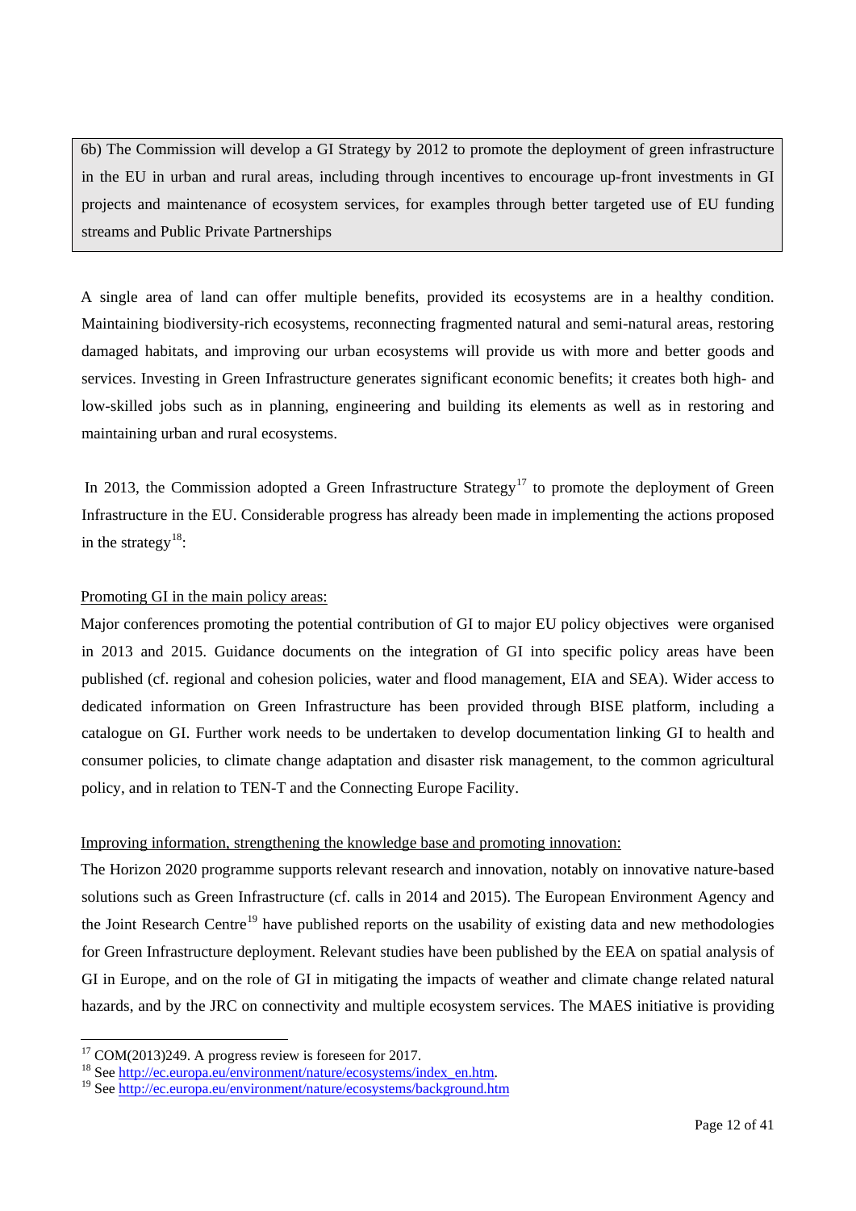> 6b) The Commission will develop a GI Strategy by 2012 to promote the deployment of green infrastructure in the EU in urban and rural areas, including through incentives to encourage up-front investments in GI projects and maintenance of ecosystem services, for examples through better targeted use of EU funding streams and Public Private Partnerships

A single area of land can offer multiple benefits, provided its ecosystems are in a healthy condition. Maintaining biodiversity-rich ecosystems, reconnecting fragmented natural and semi-natural areas, restoring damaged habitats, and improving our urban ecosystems will provide us with more and better goods and services. Investing in Green Infrastructure generates significant economic benefits; it creates both high- and low-skilled jobs such as in planning, engineering and building its elements as well as in restoring and maintaining urban and rural ecosystems.

In 2013, the Commission adopted a Green Infrastructure Strategy[17] to promote the deployment of Green Infrastructure in the EU. Considerable progress has already been made in implementing the actions proposed in the strategy[18]:

<u>Promoting GI in the main policy areas:</u>

Major conferences promoting the potential contribution of GI to major EU policy objectives were organised in 2013 and 2015. Guidance documents on the integration of GI into specific policy areas have been published (cf. regional and cohesion policies, water and flood management, EIA and SEA). Wider access to dedicated information on Green Infrastructure has been provided through BISE platform, including a catalogue on GI. Further work needs to be undertaken to develop documentation linking GI to health and consumer policies, to climate change adaptation and disaster risk management, to the common agricultural policy, and in relation to TEN-T and the Connecting Europe Facility.

<u>Improving information, strengthening the knowledge base and promoting innovation:</u>

The Horizon 2020 programme supports relevant research and innovation, notably on innovative nature-based solutions such as Green Infrastructure (cf. calls in 2014 and 2015). The European Environment Agency and the Joint Research Centre[19] have published reports on the usability of existing data and new methodologies for Green Infrastructure deployment. Relevant studies have been published by the EEA on spatial analysis of GI in Europe, and on the role of GI in mitigating the impacts of weather and climate change related natural hazards, and by the JRC on connectivity and multiple ecosystem services. The MAES initiative is providing

---

[17] COM(2013)249. A progress review is foreseen for 2017.

[18] See http://ec.europa.eu/environment/nature/ecosystems/index_en.htm.

[19] See http://ec.europa.eu/environment/nature/ecosystems/background.htm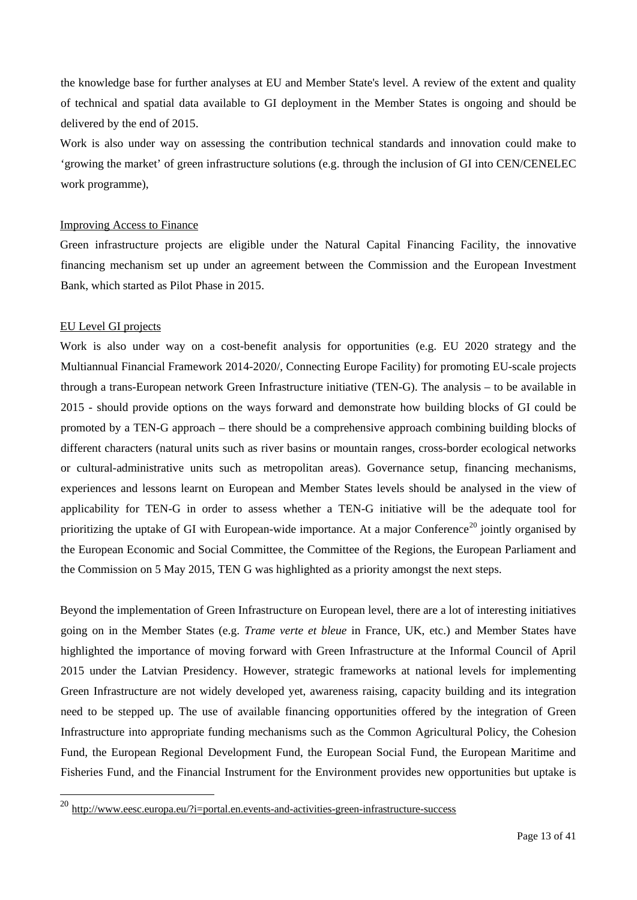the knowledge base for further analyses at EU and Member State's level. A review of the extent and quality of technical and spatial data available to GI deployment in the Member States is ongoing and should be delivered by the end of 2015.

Work is also under way on assessing the contribution technical standards and innovation could make to 'growing the market' of green infrastructure solutions (e.g. through the inclusion of GI into CEN/CENELEC work programme),

Improving Access to Finance

Green infrastructure projects are eligible under the Natural Capital Financing Facility, the innovative financing mechanism set up under an agreement between the Commission and the European Investment Bank, which started as Pilot Phase in 2015.

EU Level GI projects

Work is also under way on a cost-benefit analysis for opportunities (e.g. EU 2020 strategy and the Multiannual Financial Framework 2014-2020/, Connecting Europe Facility) for promoting EU-scale projects through a trans-European network Green Infrastructure initiative (TEN-G). The analysis – to be available in 2015 - should provide options on the ways forward and demonstrate how building blocks of GI could be promoted by a TEN-G approach – there should be a comprehensive approach combining building blocks of different characters (natural units such as river basins or mountain ranges, cross-border ecological networks or cultural-administrative units such as metropolitan areas). Governance setup, financing mechanisms, experiences and lessons learnt on European and Member States levels should be analysed in the view of applicability for TEN-G in order to assess whether a TEN-G initiative will be the adequate tool for prioritizing the uptake of GI with European-wide importance. At a major Conference[20] jointly organised by the European Economic and Social Committee, the Committee of the Regions, the European Parliament and the Commission on 5 May 2015, TEN G was highlighted as a priority amongst the next steps.

Beyond the implementation of Green Infrastructure on European level, there are a lot of interesting initiatives going on in the Member States (e.g. *Trame verte et bleue* in France, UK, etc.) and Member States have highlighted the importance of moving forward with Green Infrastructure at the Informal Council of April 2015 under the Latvian Presidency. However, strategic frameworks at national levels for implementing Green Infrastructure are not widely developed yet, awareness raising, capacity building and its integration need to be stepped up. The use of available financing opportunities offered by the integration of Green Infrastructure into appropriate funding mechanisms such as the Common Agricultural Policy, the Cohesion Fund, the European Regional Development Fund, the European Social Fund, the European Maritime and Fisheries Fund, and the Financial Instrument for the Environment provides new opportunities but uptake is

[20] http://www.eesc.europa.eu/?i=portal.en.events-and-activities-green-infrastructure-success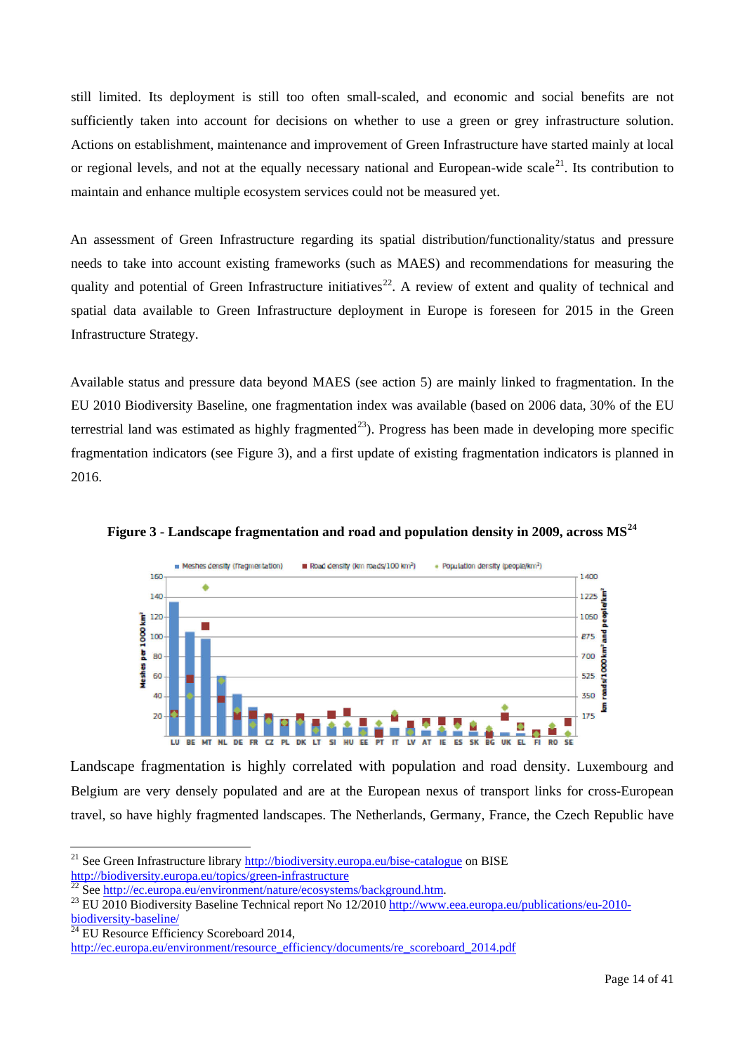still limited. Its deployment is still too often small-scaled, and economic and social benefits are not sufficiently taken into account for decisions on whether to use a green or grey infrastructure solution. Actions on establishment, maintenance and improvement of Green Infrastructure have started mainly at local or regional levels, and not at the equally necessary national and European-wide scale[21]. Its contribution to maintain and enhance multiple ecosystem services could not be measured yet.

An assessment of Green Infrastructure regarding its spatial distribution/functionality/status and pressure needs to take into account existing frameworks (such as MAES) and recommendations for measuring the quality and potential of Green Infrastructure initiatives[22]. A review of extent and quality of technical and spatial data available to Green Infrastructure deployment in Europe is foreseen for 2015 in the Green Infrastructure Strategy.

Available status and pressure data beyond MAES (see action 5) are mainly linked to fragmentation. In the EU 2010 Biodiversity Baseline, one fragmentation index was available (based on 2006 data, 30% of the EU terrestrial land was estimated as highly fragmented[23]). Progress has been made in developing more specific fragmentation indicators (see Figure 3), and a first update of existing fragmentation indicators is planned in 2016.

**Figure 3 - Landscape fragmentation and road and population density in 2009, across MS[24]**

Landscape fragmentation is highly correlated with population and road density. Luxembourg and Belgium are very densely populated and are at the European nexus of transport links for cross-European travel, so have highly fragmented landscapes. The Netherlands, Germany, France, the Czech Republic have

---

[21] See Green Infrastructure library http://biodiversity.europa.eu/bise-catalogue on BISE http://biodiversity.europa.eu/topics/green-infrastructure

[22] See http://ec.europa.eu/environment/nature/ecosystems/background.htm.

[23] EU 2010 Biodiversity Baseline Technical report No 12/2010 http://www.eea.europa.eu/publications/eu-2010-biodiversity-baseline/

[24] EU Resource Efficiency Scoreboard 2014, http://ec.europa.eu/environment/resource_efficiency/documents/re_scoreboard_2014.pdf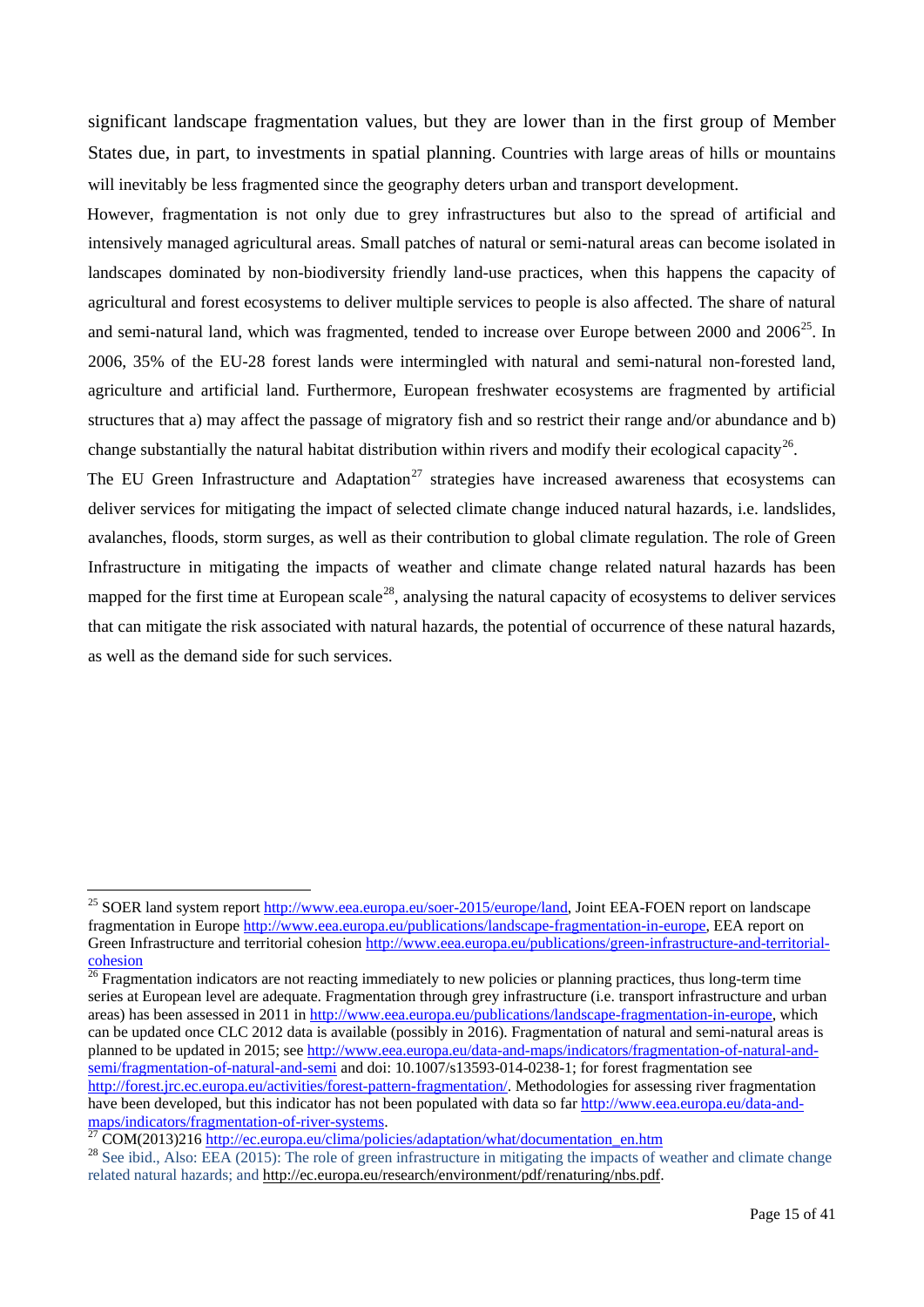significant landscape fragmentation values, but they are lower than in the first group of Member States due, in part, to investments in spatial planning. Countries with large areas of hills or mountains will inevitably be less fragmented since the geography deters urban and transport development.

However, fragmentation is not only due to grey infrastructures but also to the spread of artificial and intensively managed agricultural areas. Small patches of natural or semi-natural areas can become isolated in landscapes dominated by non-biodiversity friendly land-use practices, when this happens the capacity of agricultural and forest ecosystems to deliver multiple services to people is also affected. The share of natural and semi-natural land, which was fragmented, tended to increase over Europe between 2000 and 2006[25]. In 2006, 35% of the EU-28 forest lands were intermingled with natural and semi-natural non-forested land, agriculture and artificial land. Furthermore, European freshwater ecosystems are fragmented by artificial structures that a) may affect the passage of migratory fish and so restrict their range and/or abundance and b) change substantially the natural habitat distribution within rivers and modify their ecological capacity[26].

The EU Green Infrastructure and Adaptation[27] strategies have increased awareness that ecosystems can deliver services for mitigating the impact of selected climate change induced natural hazards, i.e. landslides, avalanches, floods, storm surges, as well as their contribution to global climate regulation. The role of Green Infrastructure in mitigating the impacts of weather and climate change related natural hazards has been mapped for the first time at European scale[28], analysing the natural capacity of ecosystems to deliver services that can mitigate the risk associated with natural hazards, the potential of occurrence of these natural hazards, as well as the demand side for such services.

---

[25] SOER land system report http://www.eea.europa.eu/soer-2015/europe/land, Joint EEA-FOEN report on landscape fragmentation in Europe http://www.eea.europa.eu/publications/landscape-fragmentation-in-europe, EEA report on Green Infrastructure and territorial cohesion http://www.eea.europa.eu/publications/green-infrastructure-and-territorial-cohesion

[26] Fragmentation indicators are not reacting immediately to new policies or planning practices, thus long-term time series at European level are adequate. Fragmentation through grey infrastructure (i.e. transport infrastructure and urban areas) has been assessed in 2011 in http://www.eea.europa.eu/publications/landscape-fragmentation-in-europe, which can be updated once CLC 2012 data is available (possibly in 2016). Fragmentation of natural and semi-natural areas is planned to be updated in 2015; see http://www.eea.europa.eu/data-and-maps/indicators/fragmentation-of-natural-and-semi/fragmentation-of-natural-and-semi and doi: 10.1007/s13593-014-0238-1; for forest fragmentation see http://forest.jrc.ec.europa.eu/activities/forest-pattern-fragmentation/. Methodologies for assessing river fragmentation have been developed, but this indicator has not been populated with data so far http://www.eea.europa.eu/data-and-maps/indicators/fragmentation-of-river-systems.

[27] COM(2013)216 http://ec.europa.eu/clima/policies/adaptation/what/documentation_en.htm

[28] See ibid., Also: EEA (2015): The role of green infrastructure in mitigating the impacts of weather and climate change related natural hazards; and http://ec.europa.eu/research/environment/pdf/renaturing/nbs.pdf.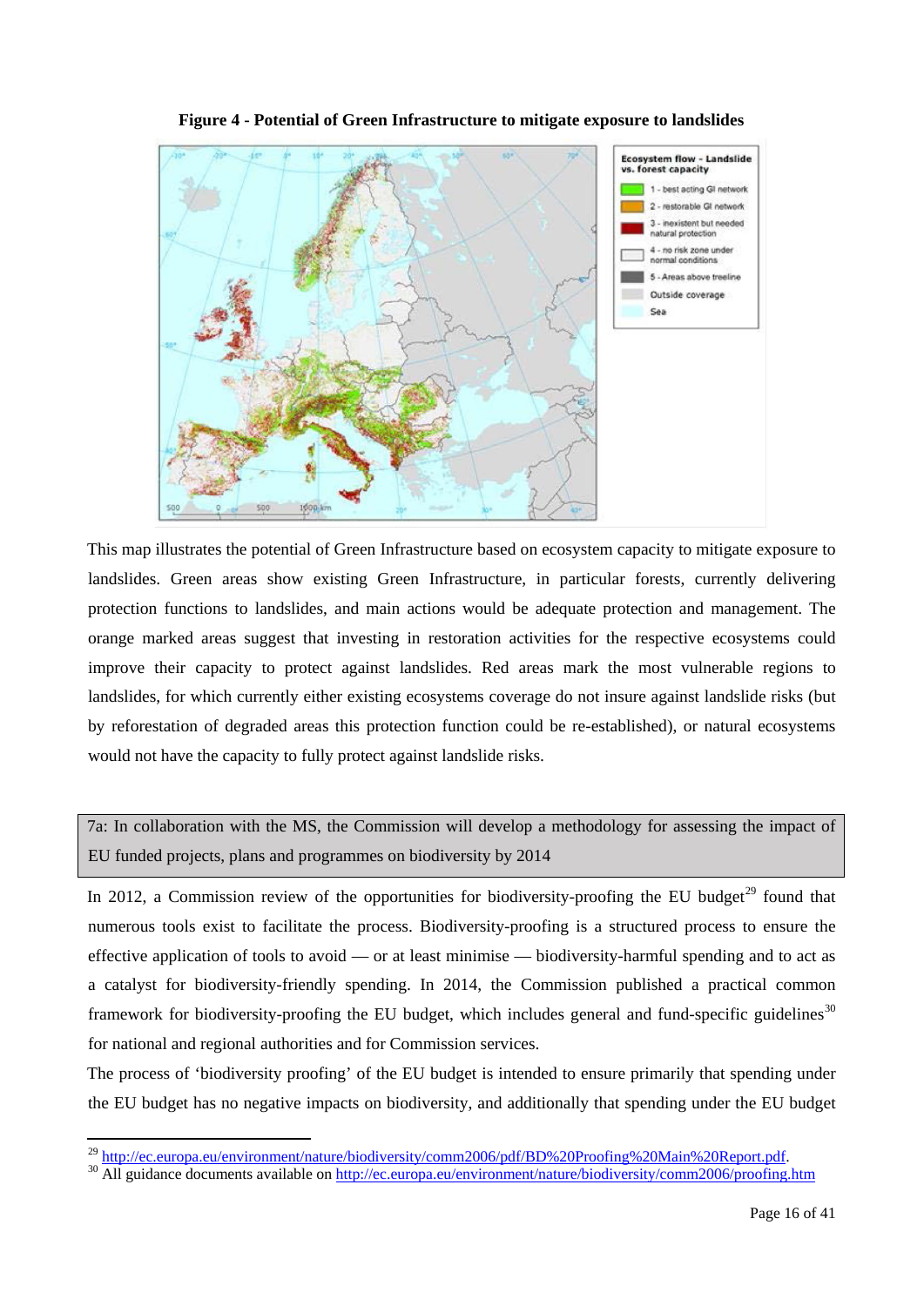**Figure 4 - Potential of Green Infrastructure to mitigate exposure to landslides**

This map illustrates the potential of Green Infrastructure based on ecosystem capacity to mitigate exposure to landslides. Green areas show existing Green Infrastructure, in particular forests, currently delivering protection functions to landslides, and main actions would be adequate protection and management. The orange marked areas suggest that investing in restoration activities for the respective ecosystems could improve their capacity to protect against landslides. Red areas mark the most vulnerable regions to landslides, for which currently either existing ecosystems coverage do not insure against landslide risks (but by reforestation of degraded areas this protection function could be re-established), or natural ecosystems would not have the capacity to fully protect against landslide risks.

7a: In collaboration with the MS, the Commission will develop a methodology for assessing the impact of EU funded projects, plans and programmes on biodiversity by 2014

In 2012, a Commission review of the opportunities for biodiversity-proofing the EU budget[29] found that numerous tools exist to facilitate the process. Biodiversity-proofing is a structured process to ensure the effective application of tools to avoid — or at least minimise — biodiversity-harmful spending and to act as a catalyst for biodiversity-friendly spending. In 2014, the Commission published a practical common framework for biodiversity-proofing the EU budget, which includes general and fund-specific guidelines[30] for national and regional authorities and for Commission services.

The process of 'biodiversity proofing' of the EU budget is intended to ensure primarily that spending under the EU budget has no negative impacts on biodiversity, and additionally that spending under the EU budget

[29] http://ec.europa.eu/environment/nature/biodiversity/comm2006/pdf/BD%20Proofing%20Main%20Report.pdf.

[30] All guidance documents available on http://ec.europa.eu/environment/nature/biodiversity/comm2006/proofing.htm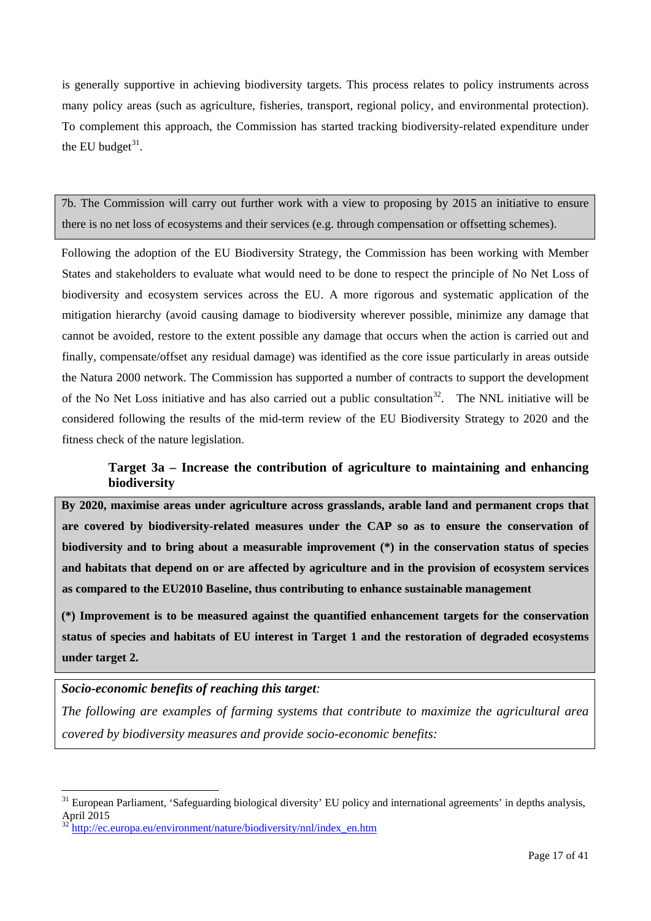is generally supportive in achieving biodiversity targets. This process relates to policy instruments across many policy areas (such as agriculture, fisheries, transport, regional policy, and environmental protection). To complement this approach, the Commission has started tracking biodiversity-related expenditure under the EU budget[31].

> 7b. The Commission will carry out further work with a view to proposing by 2015 an initiative to ensure there is no net loss of ecosystems and their services (e.g. through compensation or offsetting schemes).

Following the adoption of the EU Biodiversity Strategy, the Commission has been working with Member States and stakeholders to evaluate what would need to be done to respect the principle of No Net Loss of biodiversity and ecosystem services across the EU. A more rigorous and systematic application of the mitigation hierarchy (avoid causing damage to biodiversity wherever possible, minimize any damage that cannot be avoided, restore to the extent possible any damage that occurs when the action is carried out and finally, compensate/offset any residual damage) was identified as the core issue particularly in areas outside the Natura 2000 network. The Commission has supported a number of contracts to support the development of the No Net Loss initiative and has also carried out a public consultation[32]. The NNL initiative will be considered following the results of the mid-term review of the EU Biodiversity Strategy to 2020 and the fitness check of the nature legislation.

### Target 3a – Increase the contribution of agriculture to maintaining and enhancing biodiversity

> **By 2020, maximise areas under agriculture across grasslands, arable land and permanent crops that are covered by biodiversity-related measures under the CAP so as to ensure the conservation of biodiversity and to bring about a measurable improvement (*) in the conservation status of species and habitats that depend on or are affected by agriculture and in the provision of ecosystem services as compared to the EU2010 Baseline, thus contributing to enhance sustainable management**
>
> **(*) Improvement is to be measured against the quantified enhancement targets for the conservation status of species and habitats of EU interest in Target 1 and the restoration of degraded ecosystems under target 2.**

> ***Socio-economic benefits of reaching this target:***
>
> *The following are examples of farming systems that contribute to maximize the agricultural area covered by biodiversity measures and provide socio-economic benefits:*

---

[31] European Parliament, 'Safeguarding biological diversity' EU policy and international agreements' in depths analysis, April 2015

[32] http://ec.europa.eu/environment/nature/biodiversity/nnl/index_en.htm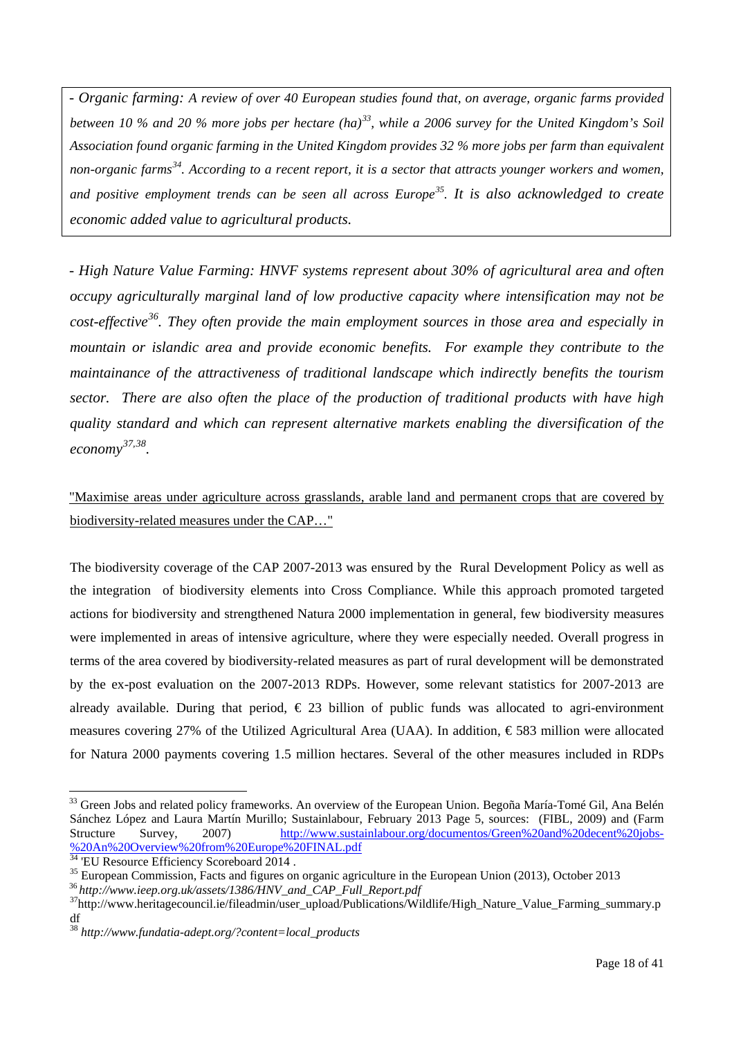*- Organic farming: A review of over 40 European studies found that, on average, organic farms provided between 10 % and 20 % more jobs per hectare (ha)*[33]*, while a 2006 survey for the United Kingdom's Soil Association found organic farming in the United Kingdom provides 32 % more jobs per farm than equivalent non-organic farms*[34]*. According to a recent report, it is a sector that attracts younger workers and women, and positive employment trends can be seen all across Europe*[35]*. It is also acknowledged to create economic added value to agricultural products.*

*- High Nature Value Farming: HNVF systems represent about 30% of agricultural area and often occupy agriculturally marginal land of low productive capacity where intensification may not be cost-effective*[36]*. They often provide the main employment sources in those area and especially in mountain or islandic area and provide economic benefits. For example they contribute to the maintainance of the attractiveness of traditional landscape which indirectly benefits the tourism sector. There are also often the place of the production of traditional products with have high quality standard and which can represent alternative markets enabling the diversification of the economy*[37,38]*.*

"Maximise areas under agriculture across grasslands, arable land and permanent crops that are covered by biodiversity-related measures under the CAP…"

The biodiversity coverage of the CAP 2007-2013 was ensured by the Rural Development Policy as well as the integration of biodiversity elements into Cross Compliance. While this approach promoted targeted actions for biodiversity and strengthened Natura 2000 implementation in general, few biodiversity measures were implemented in areas of intensive agriculture, where they were especially needed. Overall progress in terms of the area covered by biodiversity-related measures as part of rural development will be demonstrated by the ex-post evaluation on the 2007-2013 RDPs. However, some relevant statistics for 2007-2013 are already available. During that period, € 23 billion of public funds was allocated to agri-environment measures covering 27% of the Utilized Agricultural Area (UAA). In addition, € 583 million were allocated for Natura 2000 payments covering 1.5 million hectares. Several of the other measures included in RDPs

---

[33] Green Jobs and related policy frameworks. An overview of the European Union. Begoña María-Tomé Gil, Ana Belén Sánchez López and Laura Martín Murillo; Sustainlabour, February 2013 Page 5, sources: (FIBL, 2009) and (Farm Structure Survey, 2007) http://www.sustainlabour.org/documentos/Green%20and%20decent%20jobs-%20An%20Overview%20from%20Europe%20FINAL.pdf

[34] 'EU Resource Efficiency Scoreboard 2014 .

[35] European Commission, Facts and figures on organic agriculture in the European Union (2013), October 2013

[36] *http://www.ieep.org.uk/assets/1386/HNV_and_CAP_Full_Report.pdf*

[37] http://www.heritagecouncil.ie/fileadmin/user_upload/Publications/Wildlife/High_Nature_Value_Farming_summary.pdf

[38] *http://www.fundatia-adept.org/?content=local_products*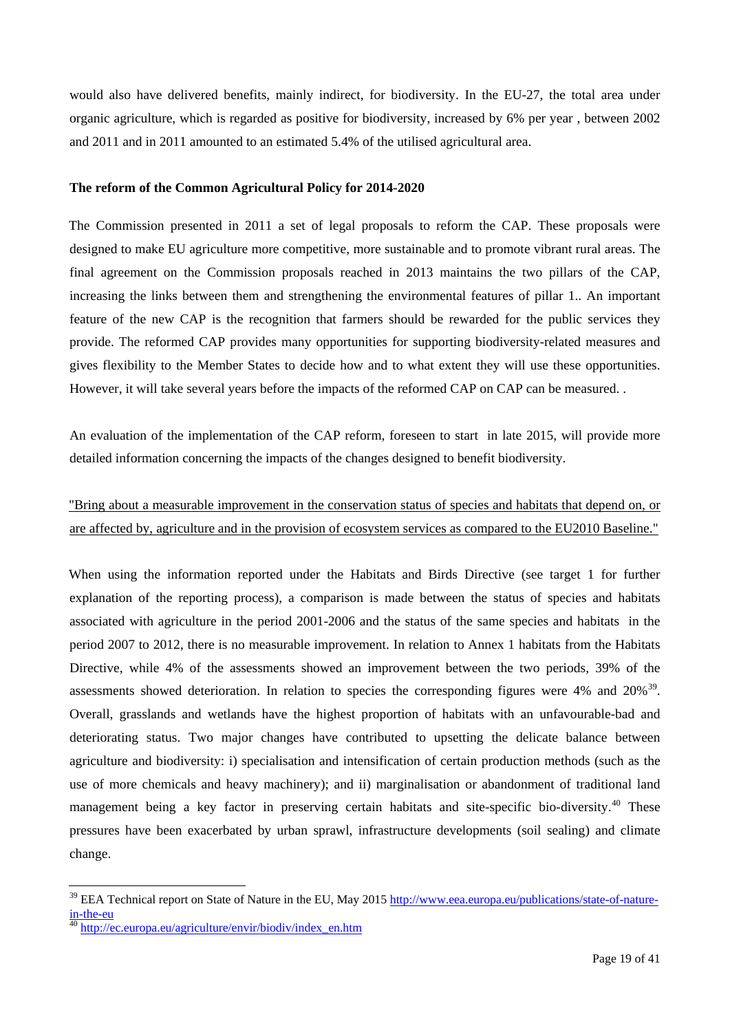would also have delivered benefits, mainly indirect, for biodiversity. In the EU-27, the total area under organic agriculture, which is regarded as positive for biodiversity, increased by 6% per year , between 2002 and 2011 and in 2011 amounted to an estimated 5.4% of the utilised agricultural area.

**The reform of the Common Agricultural Policy for 2014-2020**

The Commission presented in 2011 a set of legal proposals to reform the CAP. These proposals were designed to make EU agriculture more competitive, more sustainable and to promote vibrant rural areas. The final agreement on the Commission proposals reached in 2013 maintains the two pillars of the CAP, increasing the links between them and strengthening the environmental features of pillar 1.. An important feature of the new CAP is the recognition that farmers should be rewarded for the public services they provide. The reformed CAP provides many opportunities for supporting biodiversity-related measures and gives flexibility to the Member States to decide how and to what extent they will use these opportunities. However, it will take several years before the impacts of the reformed CAP on CAP can be measured. .

An evaluation of the implementation of the CAP reform, foreseen to start in late 2015, will provide more detailed information concerning the impacts of the changes designed to benefit biodiversity.

<u>"Bring about a measurable improvement in the conservation status of species and habitats that depend on, or are affected by, agriculture and in the provision of ecosystem services as compared to the EU2010 Baseline."</u>

When using the information reported under the Habitats and Birds Directive (see target 1 for further explanation of the reporting process), a comparison is made between the status of species and habitats associated with agriculture in the period 2001-2006 and the status of the same species and habitats in the period 2007 to 2012, there is no measurable improvement. In relation to Annex 1 habitats from the Habitats Directive, while 4% of the assessments showed an improvement between the two periods, 39% of the assessments showed deterioration. In relation to species the corresponding figures were 4% and 20%[39]. Overall, grasslands and wetlands have the highest proportion of habitats with an unfavourable-bad and deteriorating status. Two major changes have contributed to upsetting the delicate balance between agriculture and biodiversity: i) specialisation and intensification of certain production methods (such as the use of more chemicals and heavy machinery); and ii) marginalisation or abandonment of traditional land management being a key factor in preserving certain habitats and site-specific bio-diversity.[40] These pressures have been exacerbated by urban sprawl, infrastructure developments (soil sealing) and climate change.

---

[39] EEA Technical report on State of Nature in the EU, May 2015 http://www.eea.europa.eu/publications/state-of-nature-in-the-eu

[40] http://ec.europa.eu/agriculture/envir/biodiv/index_en.htm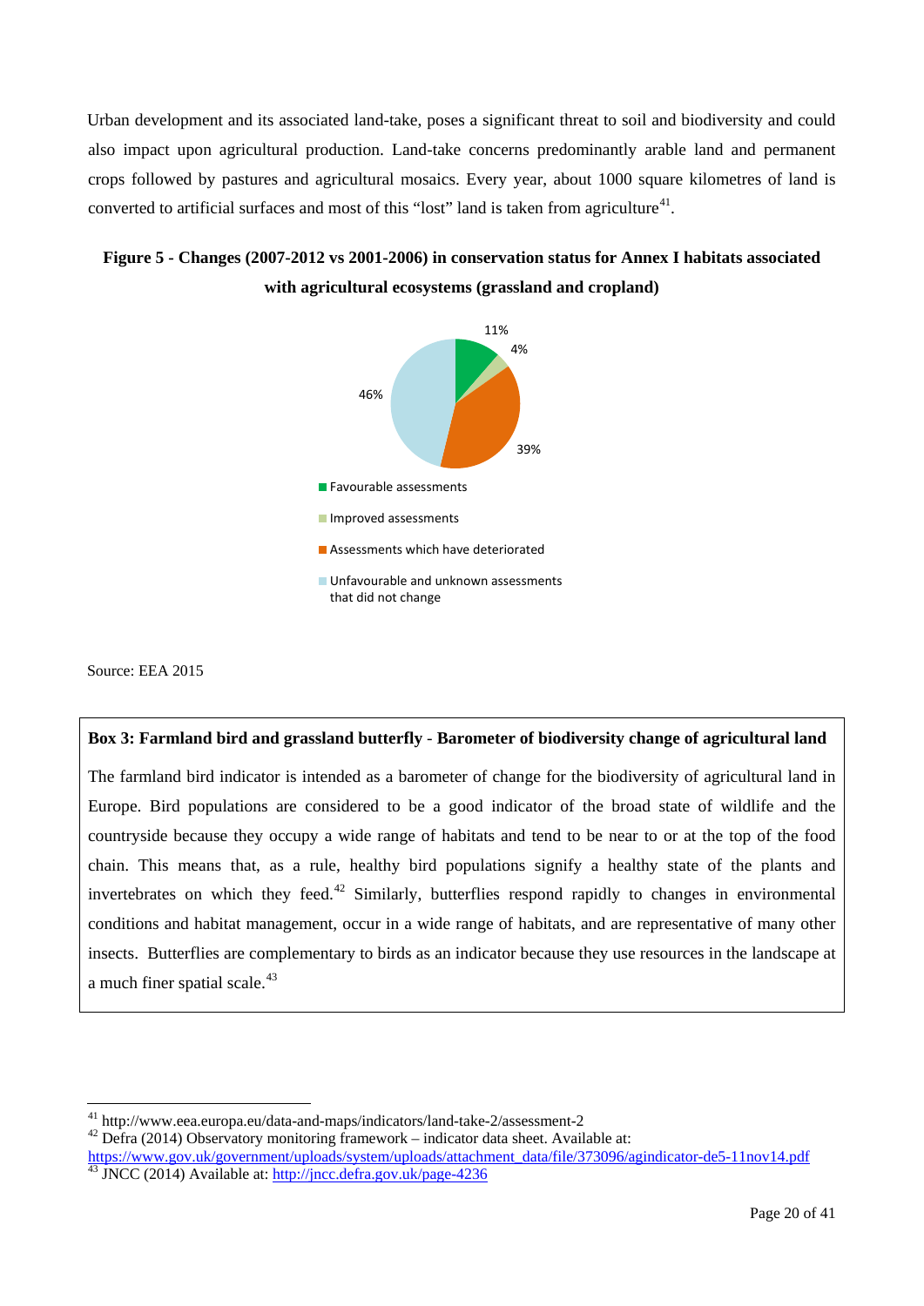Urban development and its associated land-take, poses a significant threat to soil and biodiversity and could also impact upon agricultural production. Land-take concerns predominantly arable land and permanent crops followed by pastures and agricultural mosaics. Every year, about 1000 square kilometres of land is converted to artificial surfaces and most of this “lost” land is taken from agriculture[41].

**Figure 5 - Changes (2007-2012 vs 2001-2006) in conservation status for Annex I habitats associated with agricultural ecosystems (grassland and cropland)**

| Category | Share |
|---|---|
| Favourable assessments | 11% |
| Improved assessments | 4% |
| Assessments which have deteriorated | 39% |
| Unfavourable and unknown assessments that did not change | 46% |

Source: EEA 2015

**Box 3: Farmland bird and grassland butterfly - Barometer of biodiversity change of agricultural land**

The farmland bird indicator is intended as a barometer of change for the biodiversity of agricultural land in Europe. Bird populations are considered to be a good indicator of the broad state of wildlife and the countryside because they occupy a wide range of habitats and tend to be near to or at the top of the food chain. This means that, as a rule, healthy bird populations signify a healthy state of the plants and invertebrates on which they feed.[42] Similarly, butterflies respond rapidly to changes in environmental conditions and habitat management, occur in a wide range of habitats, and are representative of many other insects. Butterflies are complementary to birds as an indicator because they use resources in the landscape at a much finer spatial scale.[43]

---

[41] http://www.eea.europa.eu/data-and-maps/indicators/land-take-2/assessment-2

[42] Defra (2014) Observatory monitoring framework – indicator data sheet. Available at: https://www.gov.uk/government/uploads/system/uploads/attachment_data/file/373096/agindicator-de5-11nov14.pdf

[43] JNCC (2014) Available at: http://jncc.defra.gov.uk/page-4236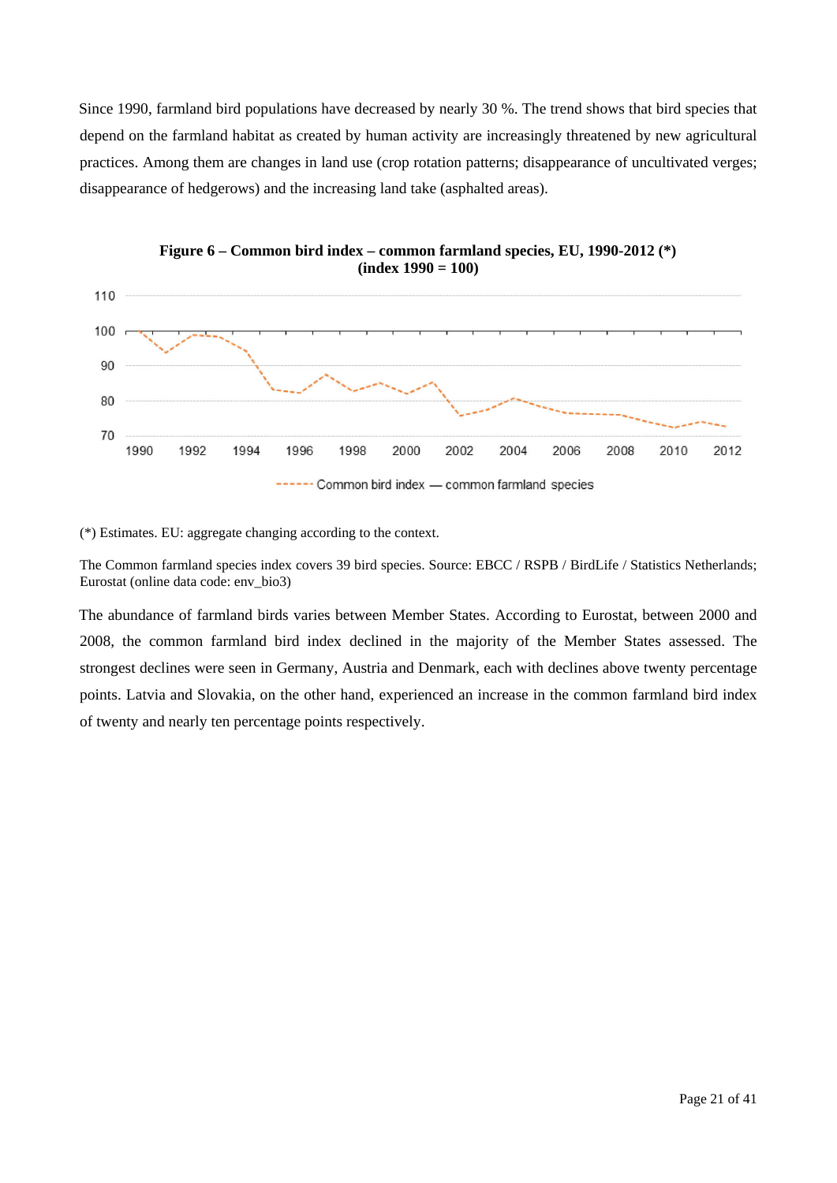Since 1990, farmland bird populations have decreased by nearly 30 %. The trend shows that bird species that depend on the farmland habitat as created by human activity are increasingly threatened by new agricultural practices. Among them are changes in land use (crop rotation patterns; disappearance of uncultivated verges; disappearance of hedgerows) and the increasing land take (asphalted areas).

**Figure 6 – Common bird index – common farmland species, EU, 1990-2012 (*) (index 1990 = 100)**

(*) Estimates. EU: aggregate changing according to the context.

The Common farmland species index covers 39 bird species. Source: EBCC / RSPB / BirdLife / Statistics Netherlands; Eurostat (online data code: env_bio3)

The abundance of farmland birds varies between Member States. According to Eurostat, between 2000 and 2008, the common farmland bird index declined in the majority of the Member States assessed. The strongest declines were seen in Germany, Austria and Denmark, each with declines above twenty percentage points. Latvia and Slovakia, on the other hand, experienced an increase in the common farmland bird index of twenty and nearly ten percentage points respectively.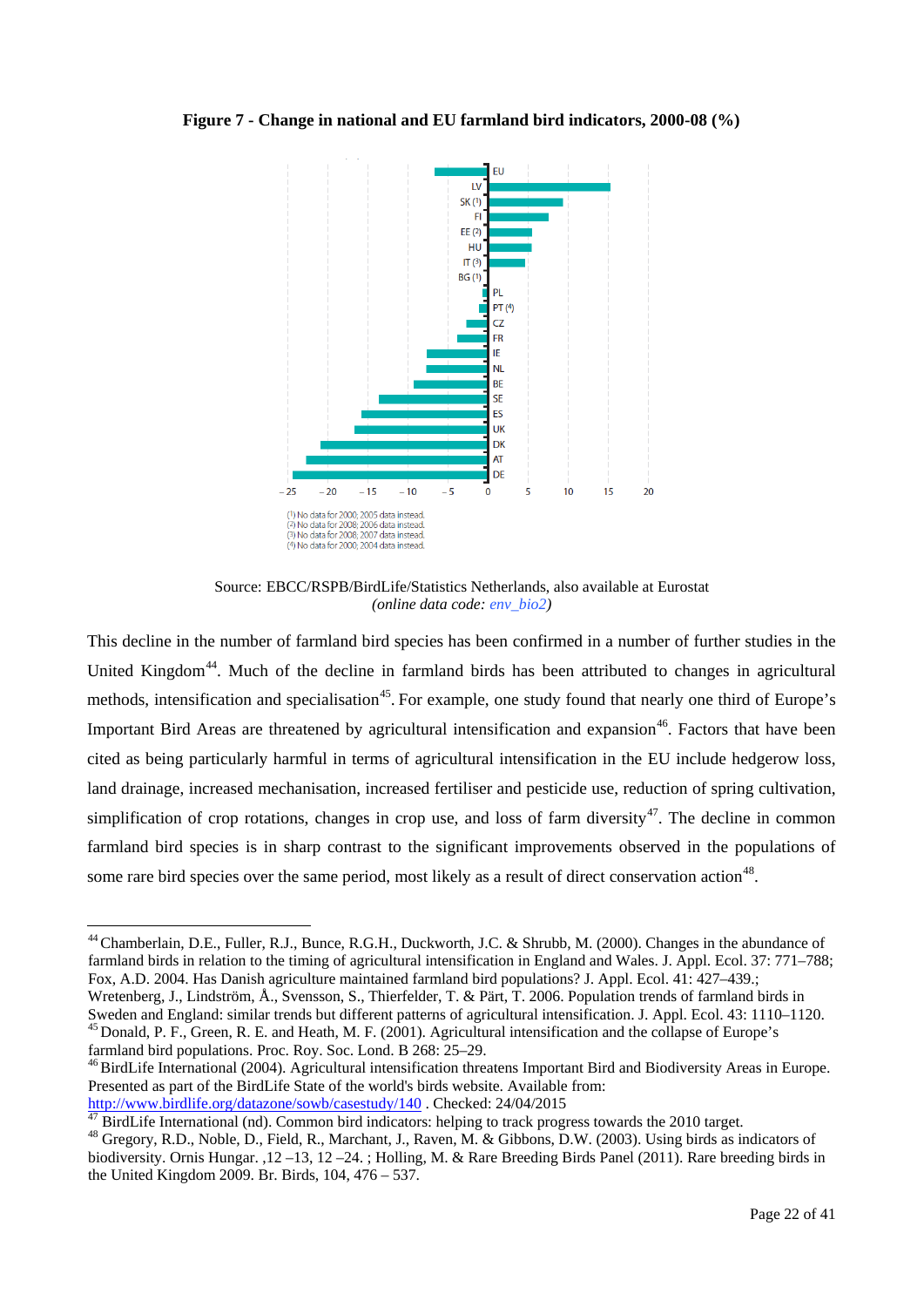**Figure 7 - Change in national and EU farmland bird indicators, 2000-08 (%)**

(¹) No data for 2000; 2005 data instead.
(²) No data for 2008; 2006 data instead.
(³) No data for 2008; 2007 data instead.
(⁴) No data for 2000; 2004 data instead.

Source: EBCC/RSPB/BirdLife/Statistics Netherlands, also available at Eurostat
*(online data code: env_bio2)*

This decline in the number of farmland bird species has been confirmed in a number of further studies in the United Kingdom[44]. Much of the decline in farmland birds has been attributed to changes in agricultural methods, intensification and specialisation[45]. For example, one study found that nearly one third of Europe's Important Bird Areas are threatened by agricultural intensification and expansion[46]. Factors that have been cited as being particularly harmful in terms of agricultural intensification in the EU include hedgerow loss, land drainage, increased mechanisation, increased fertiliser and pesticide use, reduction of spring cultivation, simplification of crop rotations, changes in crop use, and loss of farm diversity[47]. The decline in common farmland bird species is in sharp contrast to the significant improvements observed in the populations of some rare bird species over the same period, most likely as a result of direct conservation action[48].

---

[44] Chamberlain, D.E., Fuller, R.J., Bunce, R.G.H., Duckworth, J.C. & Shrubb, M. (2000). Changes in the abundance of farmland birds in relation to the timing of agricultural intensification in England and Wales. J. Appl. Ecol. 37: 771–788; Fox, A.D. 2004. Has Danish agriculture maintained farmland bird populations? J. Appl. Ecol. 41: 427–439.; Wretenberg, J., Lindström, Å., Svensson, S., Thierfelder, T. & Pärt, T. 2006. Population trends of farmland birds in Sweden and England: similar trends but different patterns of agricultural intensification. J. Appl. Ecol. 43: 1110–1120.

[45] Donald, P. F., Green, R. E. and Heath, M. F. (2001). Agricultural intensification and the collapse of Europe's farmland bird populations. Proc. Roy. Soc. Lond. B 268: 25–29.

[46] BirdLife International (2004). Agricultural intensification threatens Important Bird and Biodiversity Areas in Europe. Presented as part of the BirdLife State of the world's birds website. Available from: http://www.birdlife.org/datazone/sowb/casestudy/140 . Checked: 24/04/2015

[47] BirdLife International (nd). Common bird indicators: helping to track progress towards the 2010 target.

[48] Gregory, R.D., Noble, D., Field, R., Marchant, J., Raven, M. & Gibbons, D.W. (2003). Using birds as indicators of biodiversity. Ornis Hungar. ,12 –13, 12 –24. ; Holling, M. & Rare Breeding Birds Panel (2011). Rare breeding birds in the United Kingdom 2009. Br. Birds, 104, 476 – 537.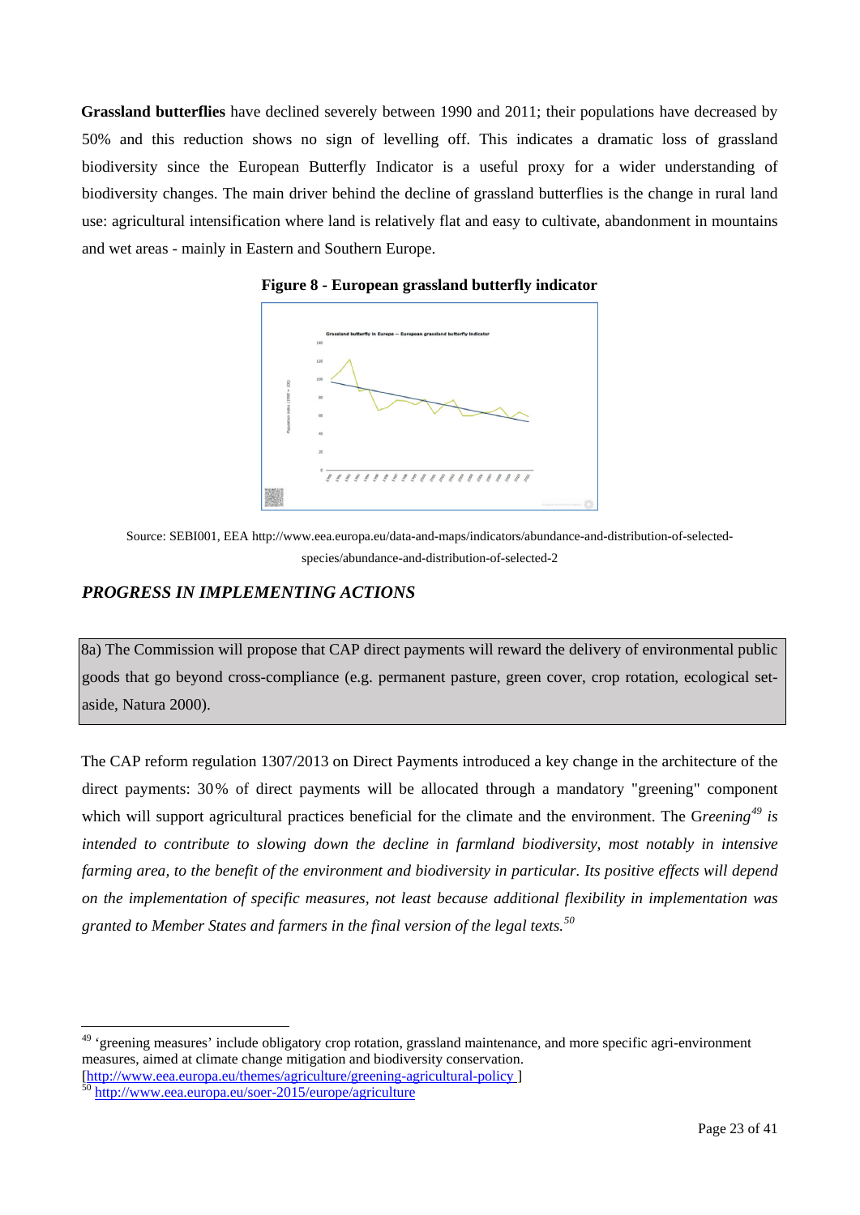**Grassland butterflies** have declined severely between 1990 and 2011; their populations have decreased by 50% and this reduction shows no sign of levelling off. This indicates a dramatic loss of grassland biodiversity since the European Butterfly Indicator is a useful proxy for a wider understanding of biodiversity changes. The main driver behind the decline of grassland butterflies is the change in rural land use: agricultural intensification where land is relatively flat and easy to cultivate, abandonment in mountains and wet areas - mainly in Eastern and Southern Europe.

**Figure 8 - European grassland butterfly indicator**

Source: SEBI001, EEA http://www.eea.europa.eu/data-and-maps/indicators/abundance-and-distribution-of-selected-species/abundance-and-distribution-of-selected-2

## *PROGRESS IN IMPLEMENTING ACTIONS*

8a) The Commission will propose that CAP direct payments will reward the delivery of environmental public goods that go beyond cross-compliance (e.g. permanent pasture, green cover, crop rotation, ecological set-aside, Natura 2000).

The CAP reform regulation 1307/2013 on Direct Payments introduced a key change in the architecture of the direct payments: 30% of direct payments will be allocated through a mandatory "greening" component which will support agricultural practices beneficial for the climate and the environment. The G*reening*[49] *is intended to contribute to slowing down the decline in farmland biodiversity, most notably in intensive farming area, to the benefit of the environment and biodiversity in particular. Its positive effects will depend on the implementation of specific measures, not least because additional flexibility in implementation was granted to Member States and farmers in the final version of the legal texts.*[50]

---

[49] 'greening measures' include obligatory crop rotation, grassland maintenance, and more specific agri-environment measures, aimed at climate change mitigation and biodiversity conservation. [http://www.eea.europa.eu/themes/agriculture/greening-agricultural-policy ]

[50] http://www.eea.europa.eu/soer-2015/europe/agriculture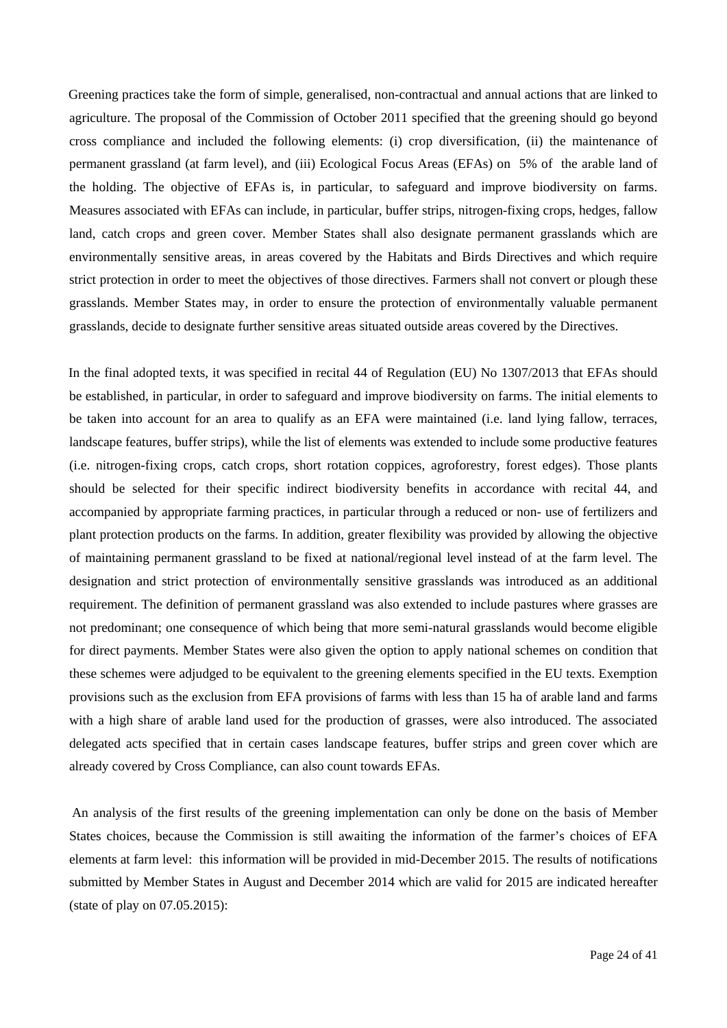Greening practices take the form of simple, generalised, non-contractual and annual actions that are linked to agriculture. The proposal of the Commission of October 2011 specified that the greening should go beyond cross compliance and included the following elements: (i) crop diversification, (ii) the maintenance of permanent grassland (at farm level), and (iii) Ecological Focus Areas (EFAs) on 5% of the arable land of the holding. The objective of EFAs is, in particular, to safeguard and improve biodiversity on farms. Measures associated with EFAs can include, in particular, buffer strips, nitrogen-fixing crops, hedges, fallow land, catch crops and green cover. Member States shall also designate permanent grasslands which are environmentally sensitive areas, in areas covered by the Habitats and Birds Directives and which require strict protection in order to meet the objectives of those directives. Farmers shall not convert or plough these grasslands. Member States may, in order to ensure the protection of environmentally valuable permanent grasslands, decide to designate further sensitive areas situated outside areas covered by the Directives.

In the final adopted texts, it was specified in recital 44 of Regulation (EU) No 1307/2013 that EFAs should be established, in particular, in order to safeguard and improve biodiversity on farms. The initial elements to be taken into account for an area to qualify as an EFA were maintained (i.e. land lying fallow, terraces, landscape features, buffer strips), while the list of elements was extended to include some productive features (i.e. nitrogen-fixing crops, catch crops, short rotation coppices, agroforestry, forest edges). Those plants should be selected for their specific indirect biodiversity benefits in accordance with recital 44, and accompanied by appropriate farming practices, in particular through a reduced or non- use of fertilizers and plant protection products on the farms. In addition, greater flexibility was provided by allowing the objective of maintaining permanent grassland to be fixed at national/regional level instead of at the farm level. The designation and strict protection of environmentally sensitive grasslands was introduced as an additional requirement. The definition of permanent grassland was also extended to include pastures where grasses are not predominant; one consequence of which being that more semi-natural grasslands would become eligible for direct payments. Member States were also given the option to apply national schemes on condition that these schemes were adjudged to be equivalent to the greening elements specified in the EU texts. Exemption provisions such as the exclusion from EFA provisions of farms with less than 15 ha of arable land and farms with a high share of arable land used for the production of grasses, were also introduced. The associated delegated acts specified that in certain cases landscape features, buffer strips and green cover which are already covered by Cross Compliance, can also count towards EFAs.

An analysis of the first results of the greening implementation can only be done on the basis of Member States choices, because the Commission is still awaiting the information of the farmer's choices of EFA elements at farm level: this information will be provided in mid-December 2015. The results of notifications submitted by Member States in August and December 2014 which are valid for 2015 are indicated hereafter (state of play on 07.05.2015):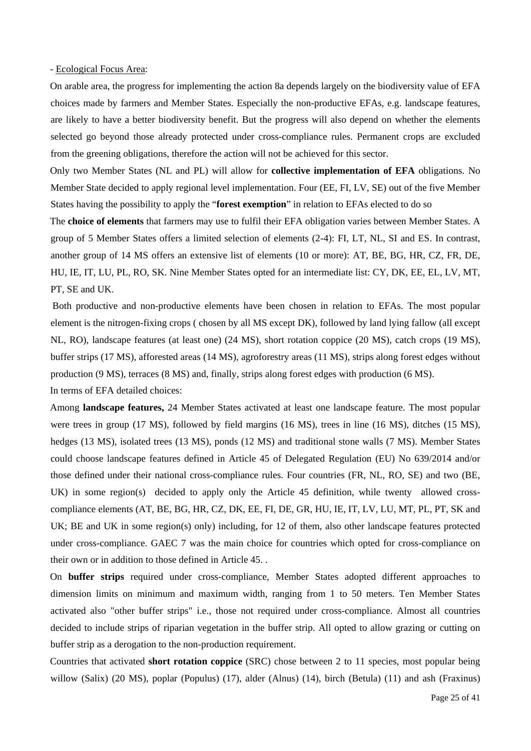- Ecological Focus Area:

On arable area, the progress for implementing the action 8a depends largely on the biodiversity value of EFA choices made by farmers and Member States. Especially the non-productive EFAs, e.g. landscape features, are likely to have a better biodiversity benefit. But the progress will also depend on whether the elements selected go beyond those already protected under cross-compliance rules. Permanent crops are excluded from the greening obligations, therefore the action will not be achieved for this sector.

Only two Member States (NL and PL) will allow for **collective implementation of EFA** obligations. No Member State decided to apply regional level implementation. Four (EE, FI, LV, SE) out of the five Member States having the possibility to apply the "**forest exemption**" in relation to EFAs elected to do so

The **choice of elements** that farmers may use to fulfil their EFA obligation varies between Member States. A group of 5 Member States offers a limited selection of elements (2-4): FI, LT, NL, SI and ES. In contrast, another group of 14 MS offers an extensive list of elements (10 or more): AT, BE, BG, HR, CZ, FR, DE, HU, IE, IT, LU, PL, RO, SK. Nine Member States opted for an intermediate list: CY, DK, EE, EL, LV, MT, PT, SE and UK.

Both productive and non-productive elements have been chosen in relation to EFAs. The most popular element is the nitrogen-fixing crops ( chosen by all MS except DK), followed by land lying fallow (all except NL, RO), landscape features (at least one) (24 MS), short rotation coppice (20 MS), catch crops (19 MS), buffer strips (17 MS), afforested areas (14 MS), agroforestry areas (11 MS), strips along forest edges without production (9 MS), terraces (8 MS) and, finally, strips along forest edges with production (6 MS).

In terms of EFA detailed choices:

Among **landscape features,** 24 Member States activated at least one landscape feature. The most popular were trees in group (17 MS), followed by field margins (16 MS), trees in line (16 MS), ditches (15 MS), hedges (13 MS), isolated trees (13 MS), ponds (12 MS) and traditional stone walls (7 MS). Member States could choose landscape features defined in Article 45 of Delegated Regulation (EU) No 639/2014 and/or those defined under their national cross-compliance rules. Four countries (FR, NL, RO, SE) and two (BE, UK) in some region(s) decided to apply only the Article 45 definition, while twenty allowed cross-compliance elements (AT, BE, BG, HR, CZ, DK, EE, FI, DE, GR, HU, IE, IT, LV, LU, MT, PL, PT, SK and UK; BE and UK in some region(s) only) including, for 12 of them, also other landscape features protected under cross-compliance. GAEC 7 was the main choice for countries which opted for cross-compliance on their own or in addition to those defined in Article 45. .

On **buffer strips** required under cross-compliance, Member States adopted different approaches to dimension limits on minimum and maximum width, ranging from 1 to 50 meters. Ten Member States activated also "other buffer strips" i.e., those not required under cross-compliance. Almost all countries decided to include strips of riparian vegetation in the buffer strip. All opted to allow grazing or cutting on buffer strip as a derogation to the non-production requirement.

Countries that activated **short rotation coppice** (SRC) chose between 2 to 11 species, most popular being willow (Salix) (20 MS), poplar (Populus) (17), alder (Alnus) (14), birch (Betula) (11) and ash (Fraxinus)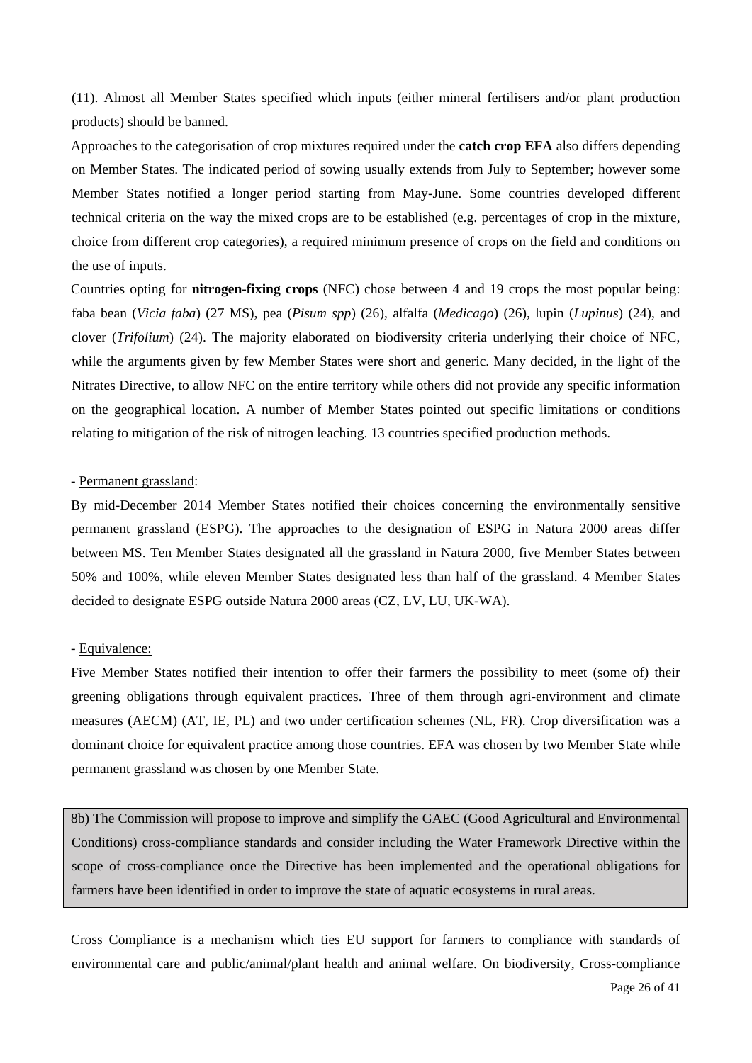(11). Almost all Member States specified which inputs (either mineral fertilisers and/or plant production products) should be banned.

Approaches to the categorisation of crop mixtures required under the **catch crop EFA** also differs depending on Member States. The indicated period of sowing usually extends from July to September; however some Member States notified a longer period starting from May-June. Some countries developed different technical criteria on the way the mixed crops are to be established (e.g. percentages of crop in the mixture, choice from different crop categories), a required minimum presence of crops on the field and conditions on the use of inputs.

Countries opting for **nitrogen-fixing crops** (NFC) chose between 4 and 19 crops the most popular being: faba bean (*Vicia faba*) (27 MS), pea (*Pisum spp*) (26), alfalfa (*Medicago*) (26), lupin (*Lupinus*) (24), and clover (*Trifolium*) (24). The majority elaborated on biodiversity criteria underlying their choice of NFC, while the arguments given by few Member States were short and generic. Many decided, in the light of the Nitrates Directive, to allow NFC on the entire territory while others did not provide any specific information on the geographical location. A number of Member States pointed out specific limitations or conditions relating to mitigation of the risk of nitrogen leaching. 13 countries specified production methods.

- Permanent grassland:

By mid-December 2014 Member States notified their choices concerning the environmentally sensitive permanent grassland (ESPG). The approaches to the designation of ESPG in Natura 2000 areas differ between MS. Ten Member States designated all the grassland in Natura 2000, five Member States between 50% and 100%, while eleven Member States designated less than half of the grassland. 4 Member States decided to designate ESPG outside Natura 2000 areas (CZ, LV, LU, UK-WA).

- Equivalence:

Five Member States notified their intention to offer their farmers the possibility to meet (some of) their greening obligations through equivalent practices. Three of them through agri-environment and climate measures (AECM) (AT, IE, PL) and two under certification schemes (NL, FR). Crop diversification was a dominant choice for equivalent practice among those countries. EFA was chosen by two Member State while permanent grassland was chosen by one Member State.

> 8b) The Commission will propose to improve and simplify the GAEC (Good Agricultural and Environmental Conditions) cross-compliance standards and consider including the Water Framework Directive within the scope of cross-compliance once the Directive has been implemented and the operational obligations for farmers have been identified in order to improve the state of aquatic ecosystems in rural areas.

Cross Compliance is a mechanism which ties EU support for farmers to compliance with standards of environmental care and public/animal/plant health and animal welfare. On biodiversity, Cross-compliance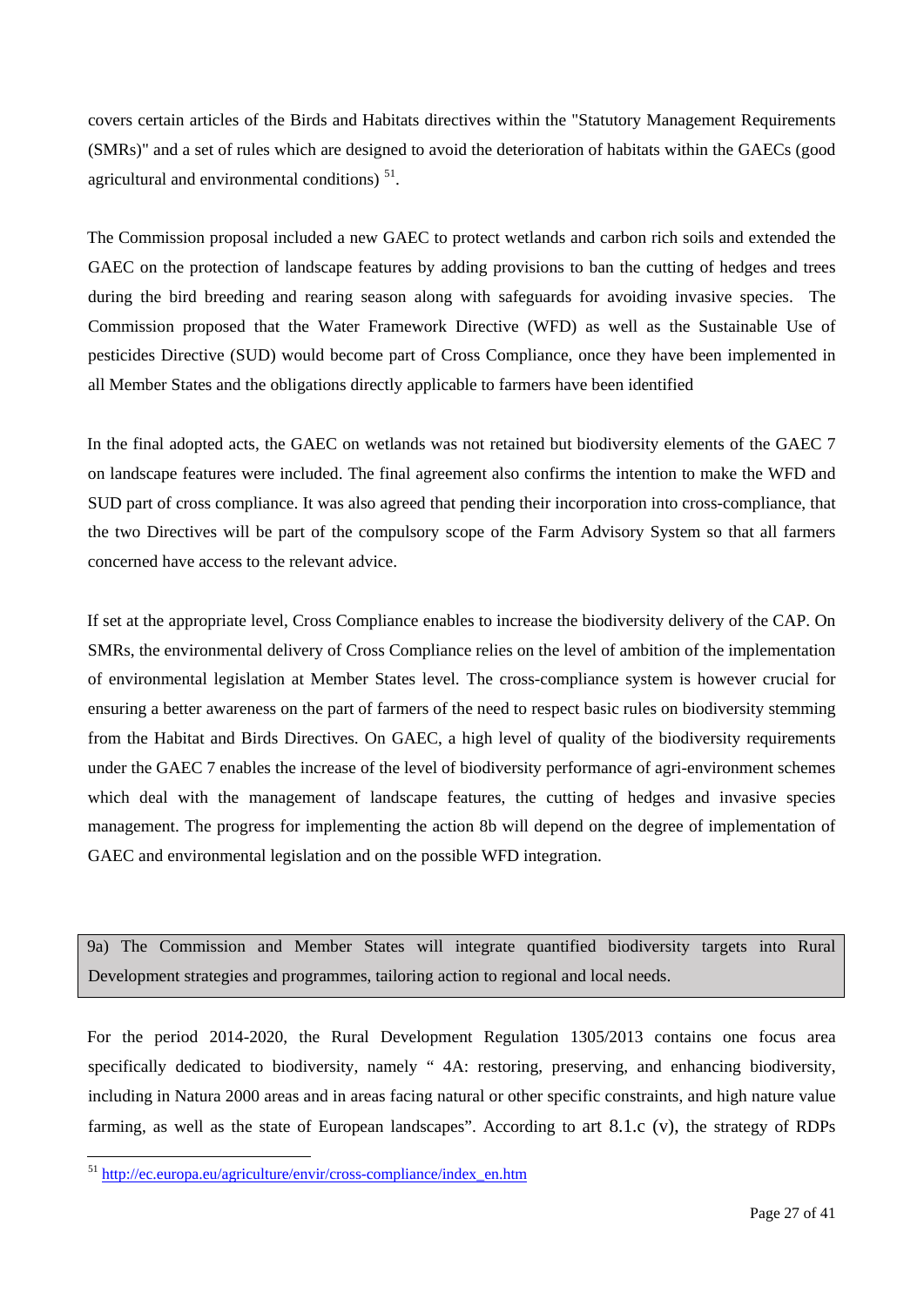covers certain articles of the Birds and Habitats directives within the "Statutory Management Requirements (SMRs)" and a set of rules which are designed to avoid the deterioration of habitats within the GAECs (good agricultural and environmental conditions) [51].

The Commission proposal included a new GAEC to protect wetlands and carbon rich soils and extended the GAEC on the protection of landscape features by adding provisions to ban the cutting of hedges and trees during the bird breeding and rearing season along with safeguards for avoiding invasive species. The Commission proposed that the Water Framework Directive (WFD) as well as the Sustainable Use of pesticides Directive (SUD) would become part of Cross Compliance, once they have been implemented in all Member States and the obligations directly applicable to farmers have been identified

In the final adopted acts, the GAEC on wetlands was not retained but biodiversity elements of the GAEC 7 on landscape features were included. The final agreement also confirms the intention to make the WFD and SUD part of cross compliance. It was also agreed that pending their incorporation into cross-compliance, that the two Directives will be part of the compulsory scope of the Farm Advisory System so that all farmers concerned have access to the relevant advice.

If set at the appropriate level, Cross Compliance enables to increase the biodiversity delivery of the CAP. On SMRs, the environmental delivery of Cross Compliance relies on the level of ambition of the implementation of environmental legislation at Member States level. The cross-compliance system is however crucial for ensuring a better awareness on the part of farmers of the need to respect basic rules on biodiversity stemming from the Habitat and Birds Directives. On GAEC, a high level of quality of the biodiversity requirements under the GAEC 7 enables the increase of the level of biodiversity performance of agri-environment schemes which deal with the management of landscape features, the cutting of hedges and invasive species management. The progress for implementing the action 8b will depend on the degree of implementation of GAEC and environmental legislation and on the possible WFD integration.

| 9a) The Commission and Member States will integrate quantified biodiversity targets into Rural Development strategies and programmes, tailoring action to regional and local needs. |
|---|

For the period 2014-2020, the Rural Development Regulation 1305/2013 contains one focus area specifically dedicated to biodiversity, namely " 4A: restoring, preserving, and enhancing biodiversity, including in Natura 2000 areas and in areas facing natural or other specific constraints, and high nature value farming, as well as the state of European landscapes". According to art 8.1.c (v), the strategy of RDPs

[51] http://ec.europa.eu/agriculture/envir/cross-compliance/index_en.htm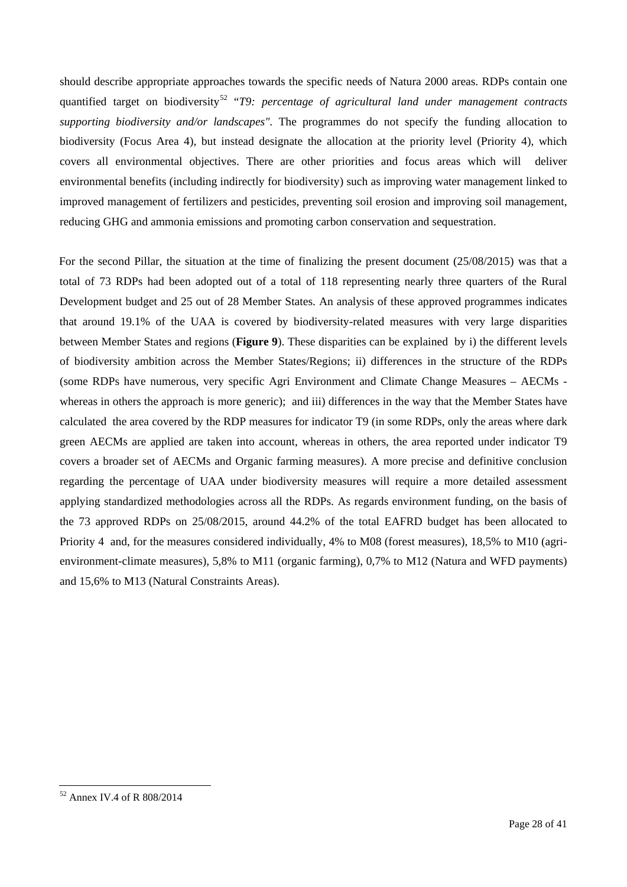should describe appropriate approaches towards the specific needs of Natura 2000 areas. RDPs contain one quantified target on biodiversity[52] "*T9: percentage of agricultural land under management contracts supporting biodiversity and/or landscapes"*. The programmes do not specify the funding allocation to biodiversity (Focus Area 4), but instead designate the allocation at the priority level (Priority 4), which covers all environmental objectives. There are other priorities and focus areas which will deliver environmental benefits (including indirectly for biodiversity) such as improving water management linked to improved management of fertilizers and pesticides, preventing soil erosion and improving soil management, reducing GHG and ammonia emissions and promoting carbon conservation and sequestration.

For the second Pillar, the situation at the time of finalizing the present document (25/08/2015) was that a total of 73 RDPs had been adopted out of a total of 118 representing nearly three quarters of the Rural Development budget and 25 out of 28 Member States. An analysis of these approved programmes indicates that around 19.1% of the UAA is covered by biodiversity-related measures with very large disparities between Member States and regions (**Figure 9**). These disparities can be explained by i) the different levels of biodiversity ambition across the Member States/Regions; ii) differences in the structure of the RDPs (some RDPs have numerous, very specific Agri Environment and Climate Change Measures – AECMs - whereas in others the approach is more generic); and iii) differences in the way that the Member States have calculated the area covered by the RDP measures for indicator T9 (in some RDPs, only the areas where dark green AECMs are applied are taken into account, whereas in others, the area reported under indicator T9 covers a broader set of AECMs and Organic farming measures). A more precise and definitive conclusion regarding the percentage of UAA under biodiversity measures will require a more detailed assessment applying standardized methodologies across all the RDPs. As regards environment funding, on the basis of the 73 approved RDPs on 25/08/2015, around 44.2% of the total EAFRD budget has been allocated to Priority 4 and, for the measures considered individually, 4% to M08 (forest measures), 18,5% to M10 (agri-environment-climate measures), 5,8% to M11 (organic farming), 0,7% to M12 (Natura and WFD payments) and 15,6% to M13 (Natural Constraints Areas).

[52] Annex IV.4 of R 808/2014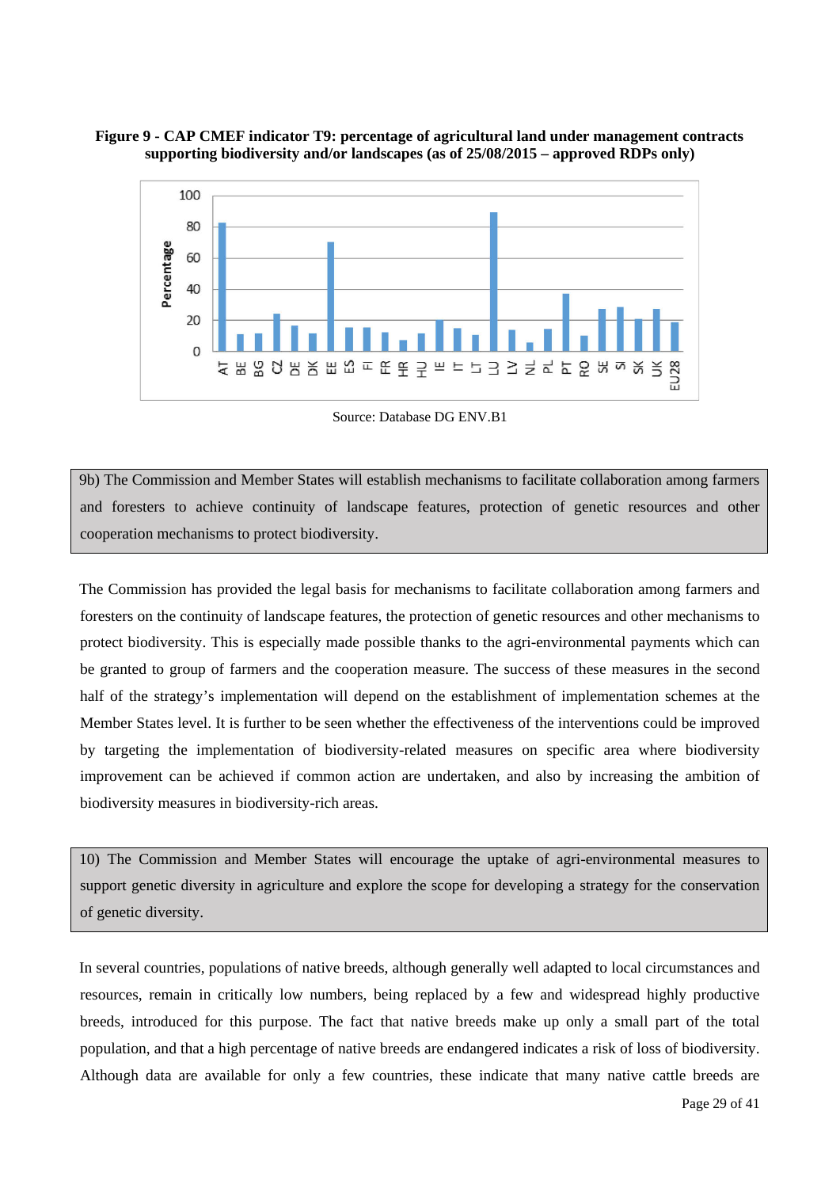**Figure 9 - CAP CMEF indicator T9: percentage of agricultural land under management contracts supporting biodiversity and/or landscapes (as of 25/08/2015 – approved RDPs only)**

Source: Database DG ENV.B1

> 9b) The Commission and Member States will establish mechanisms to facilitate collaboration among farmers and foresters to achieve continuity of landscape features, protection of genetic resources and other cooperation mechanisms to protect biodiversity.

The Commission has provided the legal basis for mechanisms to facilitate collaboration among farmers and foresters on the continuity of landscape features, the protection of genetic resources and other mechanisms to protect biodiversity. This is especially made possible thanks to the agri-environmental payments which can be granted to group of farmers and the cooperation measure. The success of these measures in the second half of the strategy's implementation will depend on the establishment of implementation schemes at the Member States level. It is further to be seen whether the effectiveness of the interventions could be improved by targeting the implementation of biodiversity-related measures on specific area where biodiversity improvement can be achieved if common action are undertaken, and also by increasing the ambition of biodiversity measures in biodiversity-rich areas.

> 10) The Commission and Member States will encourage the uptake of agri-environmental measures to support genetic diversity in agriculture and explore the scope for developing a strategy for the conservation of genetic diversity.

In several countries, populations of native breeds, although generally well adapted to local circumstances and resources, remain in critically low numbers, being replaced by a few and widespread highly productive breeds, introduced for this purpose. The fact that native breeds make up only a small part of the total population, and that a high percentage of native breeds are endangered indicates a risk of loss of biodiversity. Although data are available for only a few countries, these indicate that many native cattle breeds are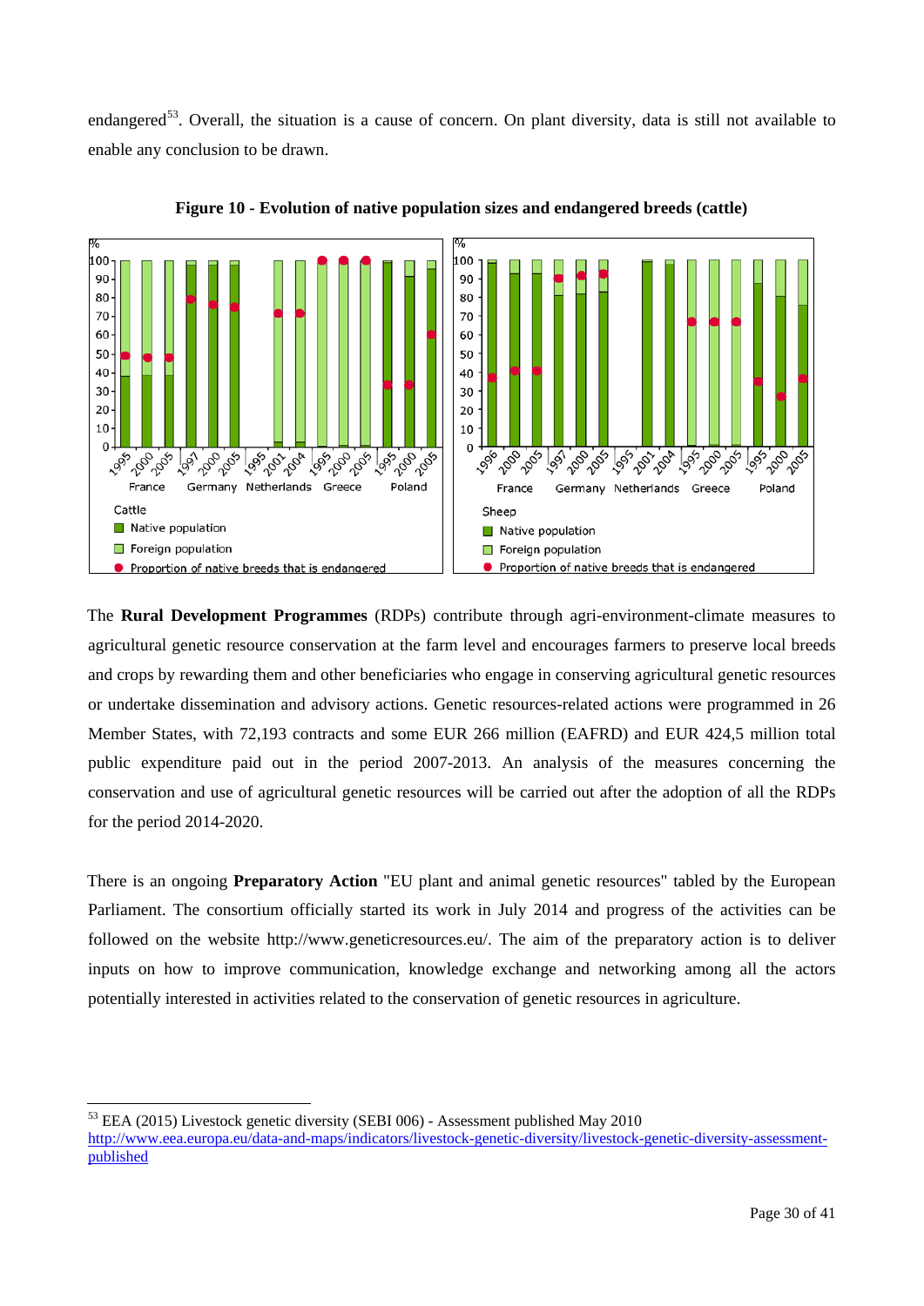endangered[53]. Overall, the situation is a cause of concern. On plant diversity, data is still not available to enable any conclusion to be drawn.

**Figure 10 - Evolution of native population sizes and endangered breeds (cattle)**

The **Rural Development Programmes** (RDPs) contribute through agri-environment-climate measures to agricultural genetic resource conservation at the farm level and encourages farmers to preserve local breeds and crops by rewarding them and other beneficiaries who engage in conserving agricultural genetic resources or undertake dissemination and advisory actions. Genetic resources-related actions were programmed in 26 Member States, with 72,193 contracts and some EUR 266 million (EAFRD) and EUR 424,5 million total public expenditure paid out in the period 2007-2013. An analysis of the measures concerning the conservation and use of agricultural genetic resources will be carried out after the adoption of all the RDPs for the period 2014-2020.

There is an ongoing **Preparatory Action** "EU plant and animal genetic resources" tabled by the European Parliament. The consortium officially started its work in July 2014 and progress of the activities can be followed on the website http://www.geneticresources.eu/. The aim of the preparatory action is to deliver inputs on how to improve communication, knowledge exchange and networking among all the actors potentially interested in activities related to the conservation of genetic resources in agriculture.

---

[53] EEA (2015) Livestock genetic diversity (SEBI 006) - Assessment published May 2010 http://www.eea.europa.eu/data-and-maps/indicators/livestock-genetic-diversity/livestock-genetic-diversity-assessment-published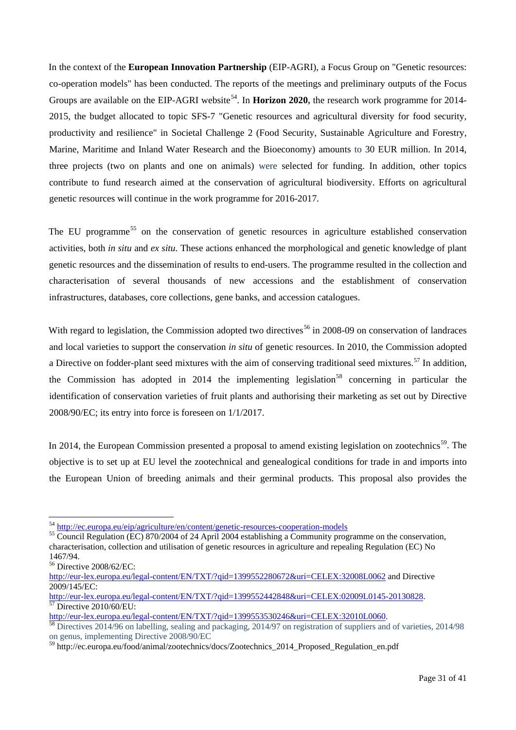In the context of the **European Innovation Partnership** (EIP-AGRI), a Focus Group on "Genetic resources: co-operation models" has been conducted. The reports of the meetings and preliminary outputs of the Focus Groups are available on the EIP-AGRI website[54]. In **Horizon 2020**, the research work programme for 2014-2015, the budget allocated to topic SFS-7 "Genetic resources and agricultural diversity for food security, productivity and resilience" in Societal Challenge 2 (Food Security, Sustainable Agriculture and Forestry, Marine, Maritime and Inland Water Research and the Bioeconomy) amounts to 30 EUR million. In 2014, three projects (two on plants and one on animals) were selected for funding. In addition, other topics contribute to fund research aimed at the conservation of agricultural biodiversity. Efforts on agricultural genetic resources will continue in the work programme for 2016-2017.

The EU programme[55] on the conservation of genetic resources in agriculture established conservation activities, both *in situ* and *ex situ*. These actions enhanced the morphological and genetic knowledge of plant genetic resources and the dissemination of results to end-users. The programme resulted in the collection and characterisation of several thousands of new accessions and the establishment of conservation infrastructures, databases, core collections, gene banks, and accession catalogues.

With regard to legislation, the Commission adopted two directives[56] in 2008-09 on conservation of landraces and local varieties to support the conservation *in situ* of genetic resources. In 2010, the Commission adopted a Directive on fodder-plant seed mixtures with the aim of conserving traditional seed mixtures.[57] In addition, the Commission has adopted in 2014 the implementing legislation[58] concerning in particular the identification of conservation varieties of fruit plants and authorising their marketing as set out by Directive 2008/90/EC; its entry into force is foreseen on 1/1/2017.

In 2014, the European Commission presented a proposal to amend existing legislation on zootechnics[59]. The objective is to set up at EU level the zootechnical and genealogical conditions for trade in and imports into the European Union of breeding animals and their germinal products. This proposal also provides the

---

[54] http://ec.europa.eu/eip/agriculture/en/content/genetic-resources-cooperation-models

[55] Council Regulation (EC) 870/2004 of 24 April 2004 establishing a Community programme on the conservation, characterisation, collection and utilisation of genetic resources in agriculture and repealing Regulation (EC) No 1467/94.

[56] Directive 2008/62/EC: http://eur-lex.europa.eu/legal-content/EN/TXT/?qid=1399552280672&uri=CELEX:32008L0062 and Directive 2009/145/EC: http://eur-lex.europa.eu/legal-content/EN/TXT/?qid=1399552442848&uri=CELEX:02009L0145-20130828.

[57] Directive 2010/60/EU: http://eur-lex.europa.eu/legal-content/EN/TXT/?qid=1399553530246&uri=CELEX:32010L0060.

[58] Directives 2014/96 on labelling, sealing and packaging, 2014/97 on registration of suppliers and of varieties, 2014/98 on genus, implementing Directive 2008/90/EC

[59] http://ec.europa.eu/food/animal/zootechnics/docs/Zootechnics_2014_Proposed_Regulation_en.pdf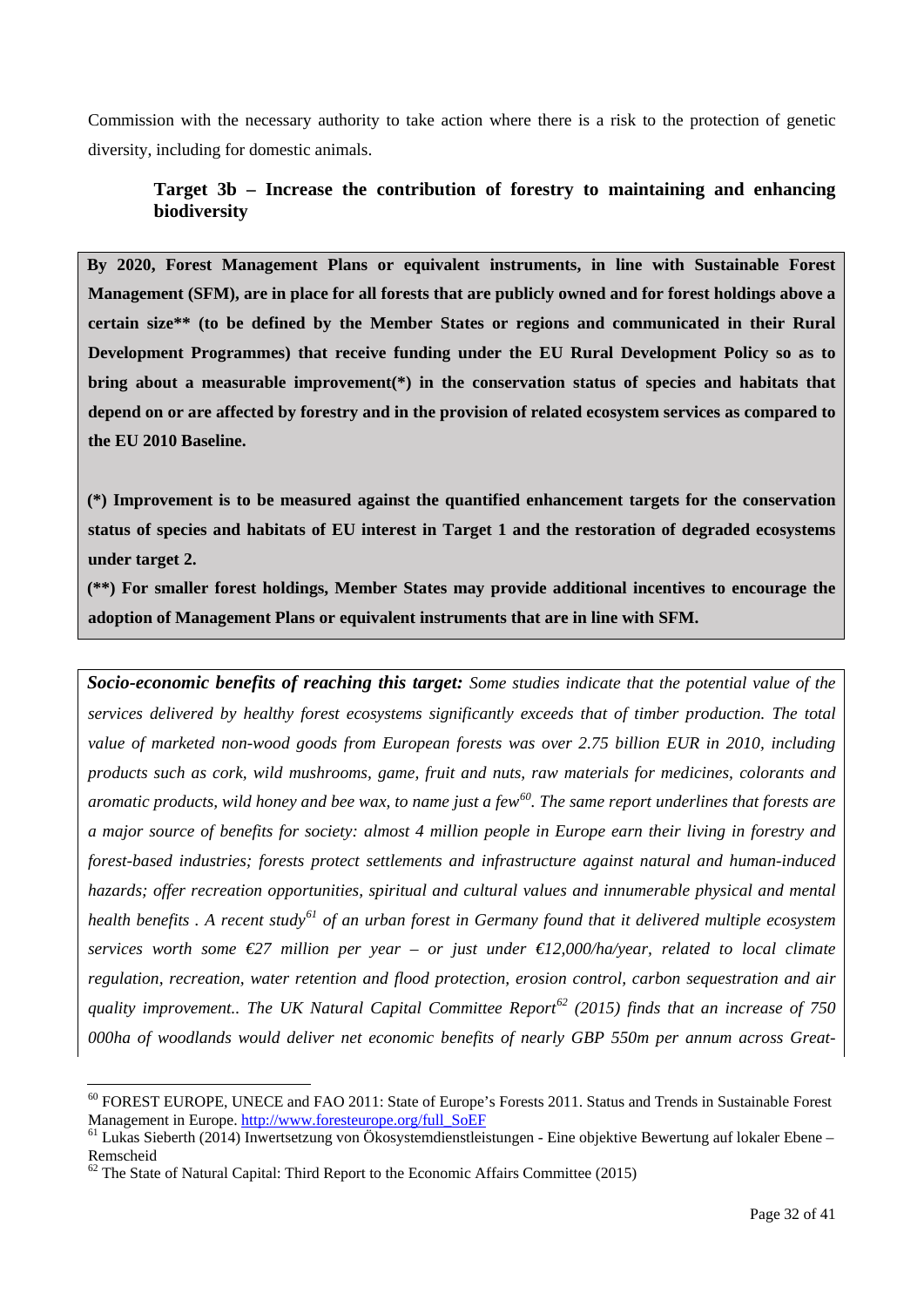Commission with the necessary authority to take action where there is a risk to the protection of genetic diversity, including for domestic animals.

### Target 3b – Increase the contribution of forestry to maintaining and enhancing biodiversity

**By 2020, Forest Management Plans or equivalent instruments, in line with Sustainable Forest Management (SFM), are in place for all forests that are publicly owned and for forest holdings above a certain size** (to be defined by the Member States or regions and communicated in their Rural Development Programmes) that receive funding under the EU Rural Development Policy so as to bring about a measurable improvement(*) in the conservation status of species and habitats that depend on or are affected by forestry and in the provision of related ecosystem services as compared to the EU 2010 Baseline.**

**(*) Improvement is to be measured against the quantified enhancement targets for the conservation status of species and habitats of EU interest in Target 1 and the restoration of degraded ecosystems under target 2.**

**(**) For smaller forest holdings, Member States may provide additional incentives to encourage the adoption of Management Plans or equivalent instruments that are in line with SFM.**

***Socio-economic benefits of reaching this target:*** *Some studies indicate that the potential value of the services delivered by healthy forest ecosystems significantly exceeds that of timber production. The total value of marketed non-wood goods from European forests was over 2.75 billion EUR in 2010, including products such as cork, wild mushrooms, game, fruit and nuts, raw materials for medicines, colorants and aromatic products, wild honey and bee wax, to name just a few[60]. The same report underlines that forests are a major source of benefits for society: almost 4 million people in Europe earn their living in forestry and forest-based industries; forests protect settlements and infrastructure against natural and human-induced hazards; offer recreation opportunities, spiritual and cultural values and innumerable physical and mental health benefits . A recent study[61] of an urban forest in Germany found that it delivered multiple ecosystem services worth some €27 million per year – or just under €12,000/ha/year, related to local climate regulation, recreation, water retention and flood protection, erosion control, carbon sequestration and air quality improvement.. The UK Natural Capital Committee Report[62] (2015) finds that an increase of 750 000ha of woodlands would deliver net economic benefits of nearly GBP 550m per annum across Great-*

---

[60] FOREST EUROPE, UNECE and FAO 2011: State of Europe's Forests 2011. Status and Trends in Sustainable Forest Management in Europe. http://www.foresteurope.org/full_SoEF

[61] Lukas Sieberth (2014) Inwertsetzung von Ökosystemdienstleistungen - Eine objektive Bewertung auf lokaler Ebene – Remscheid

[62] The State of Natural Capital: Third Report to the Economic Affairs Committee (2015)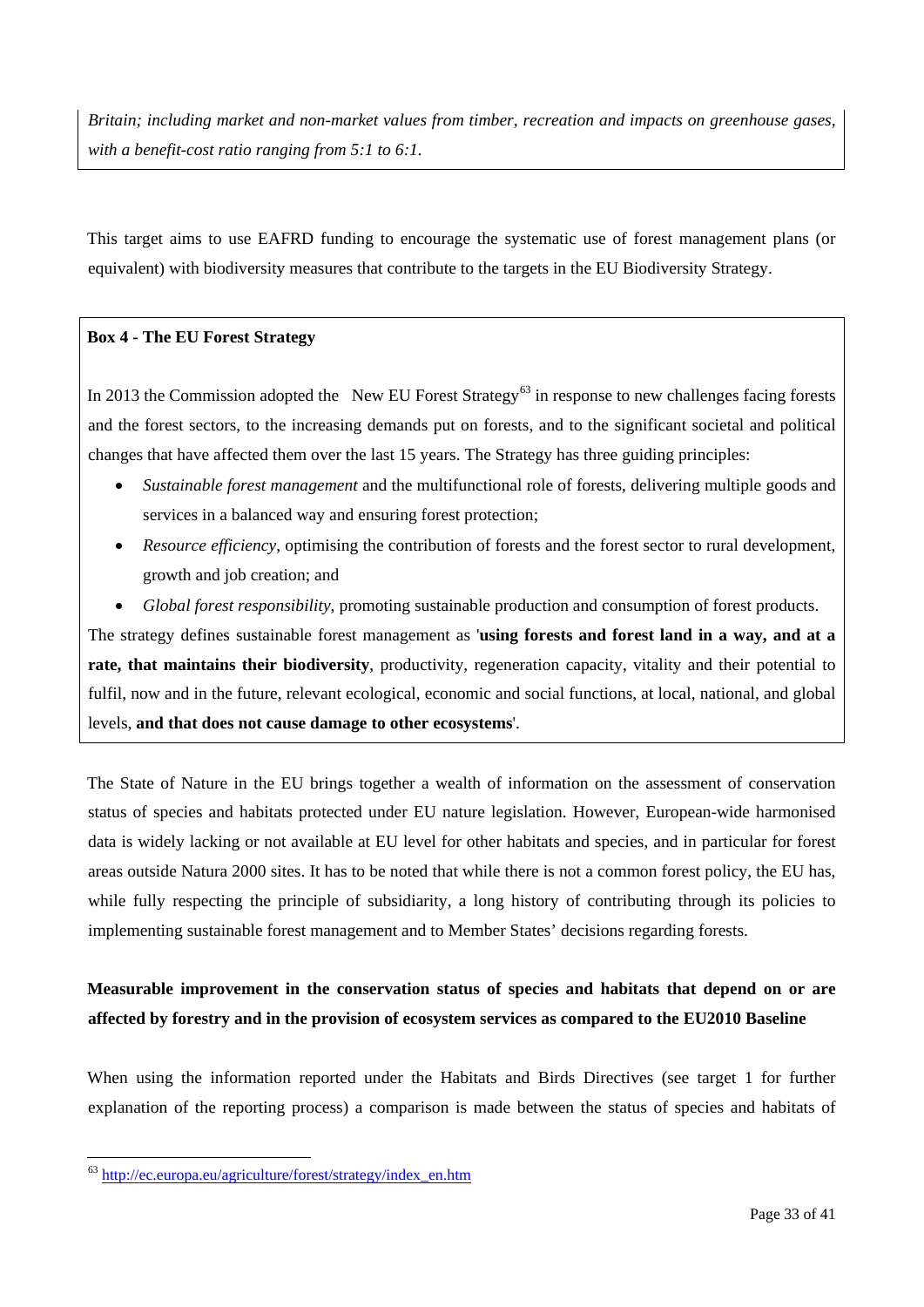*Britain; including market and non-market values from timber, recreation and impacts on greenhouse gases, with a benefit-cost ratio ranging from 5:1 to 6:1.*

This target aims to use EAFRD funding to encourage the systematic use of forest management plans (or equivalent) with biodiversity measures that contribute to the targets in the EU Biodiversity Strategy.

**Box 4 - The EU Forest Strategy**

In 2013 the Commission adopted the New EU Forest Strategy[63] in response to new challenges facing forests and the forest sectors, to the increasing demands put on forests, and to the significant societal and political changes that have affected them over the last 15 years. The Strategy has three guiding principles:

- *Sustainable forest management* and the multifunctional role of forests, delivering multiple goods and services in a balanced way and ensuring forest protection;
- *Resource efficiency*, optimising the contribution of forests and the forest sector to rural development, growth and job creation; and
- *Global forest responsibility*, promoting sustainable production and consumption of forest products.

The strategy defines sustainable forest management as '**using forests and forest land in a way, and at a rate, that maintains their biodiversity**, productivity, regeneration capacity, vitality and their potential to fulfil, now and in the future, relevant ecological, economic and social functions, at local, national, and global levels, **and that does not cause damage to other ecosystems**'.

The State of Nature in the EU brings together a wealth of information on the assessment of conservation status of species and habitats protected under EU nature legislation. However, European-wide harmonised data is widely lacking or not available at EU level for other habitats and species, and in particular for forest areas outside Natura 2000 sites. It has to be noted that while there is not a common forest policy, the EU has, while fully respecting the principle of subsidiarity, a long history of contributing through its policies to implementing sustainable forest management and to Member States' decisions regarding forests.

**Measurable improvement in the conservation status of species and habitats that depend on or are affected by forestry and in the provision of ecosystem services as compared to the EU2010 Baseline**

When using the information reported under the Habitats and Birds Directives (see target 1 for further explanation of the reporting process) a comparison is made between the status of species and habitats of

[63] http://ec.europa.eu/agriculture/forest/strategy/index_en.htm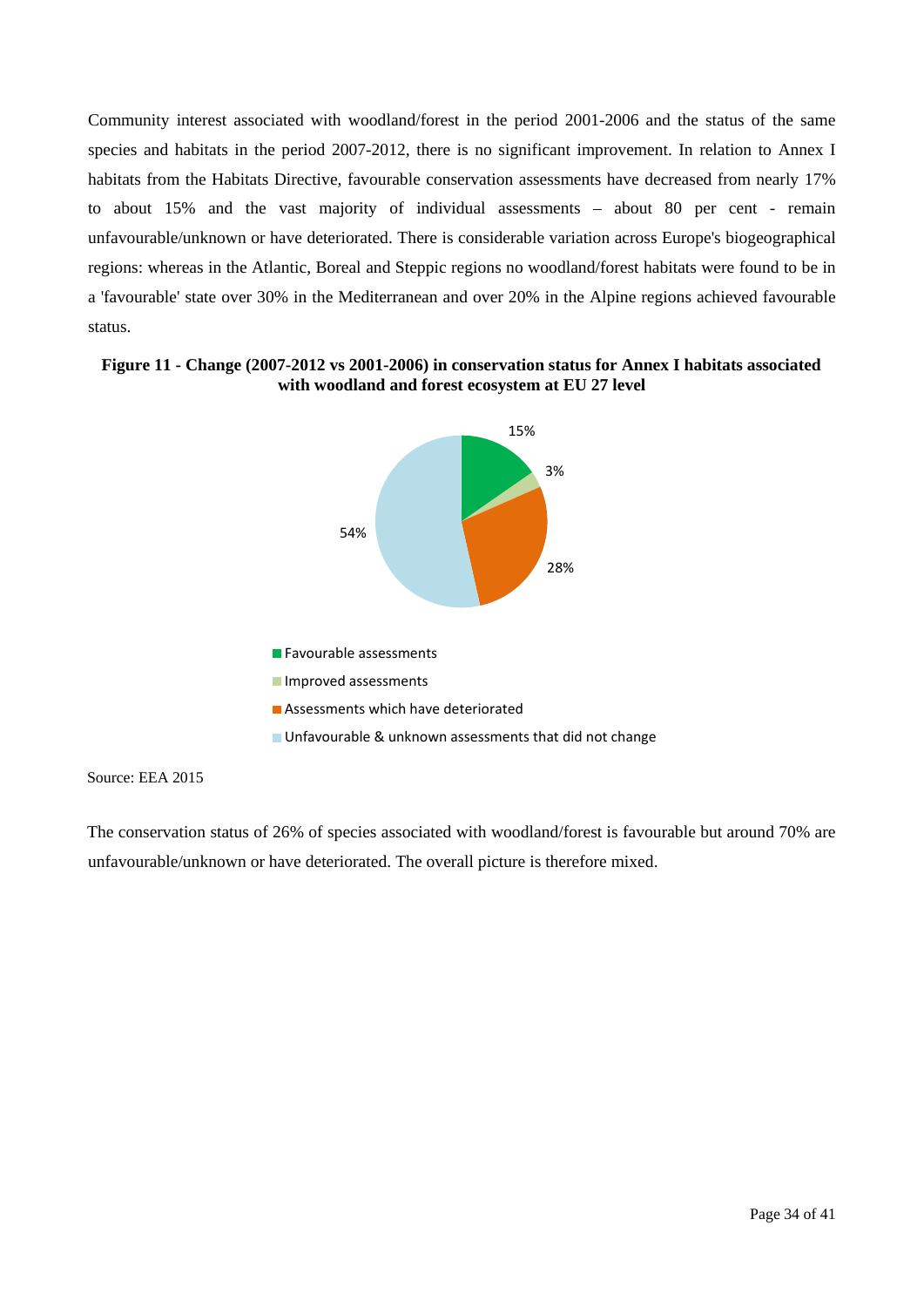Community interest associated with woodland/forest in the period 2001-2006 and the status of the same species and habitats in the period 2007-2012, there is no significant improvement. In relation to Annex I habitats from the Habitats Directive, favourable conservation assessments have decreased from nearly 17% to about 15% and the vast majority of individual assessments – about 80 per cent - remain unfavourable/unknown or have deteriorated. There is considerable variation across Europe's biogeographical regions: whereas in the Atlantic, Boreal and Steppic regions no woodland/forest habitats were found to be in a 'favourable' state over 30% in the Mediterranean and over 20% in the Alpine regions achieved favourable status.

**Figure 11 - Change (2007-2012 vs 2001-2006) in conservation status for Annex I habitats associated with woodland and forest ecosystem at EU 27 level**

15%

3%

28%

54%

- Favourable assessments
- Improved assessments
- Assessments which have deteriorated
- Unfavourable & unknown assessments that did not change

Source: EEA 2015

The conservation status of 26% of species associated with woodland/forest is favourable but around 70% are unfavourable/unknown or have deteriorated. The overall picture is therefore mixed.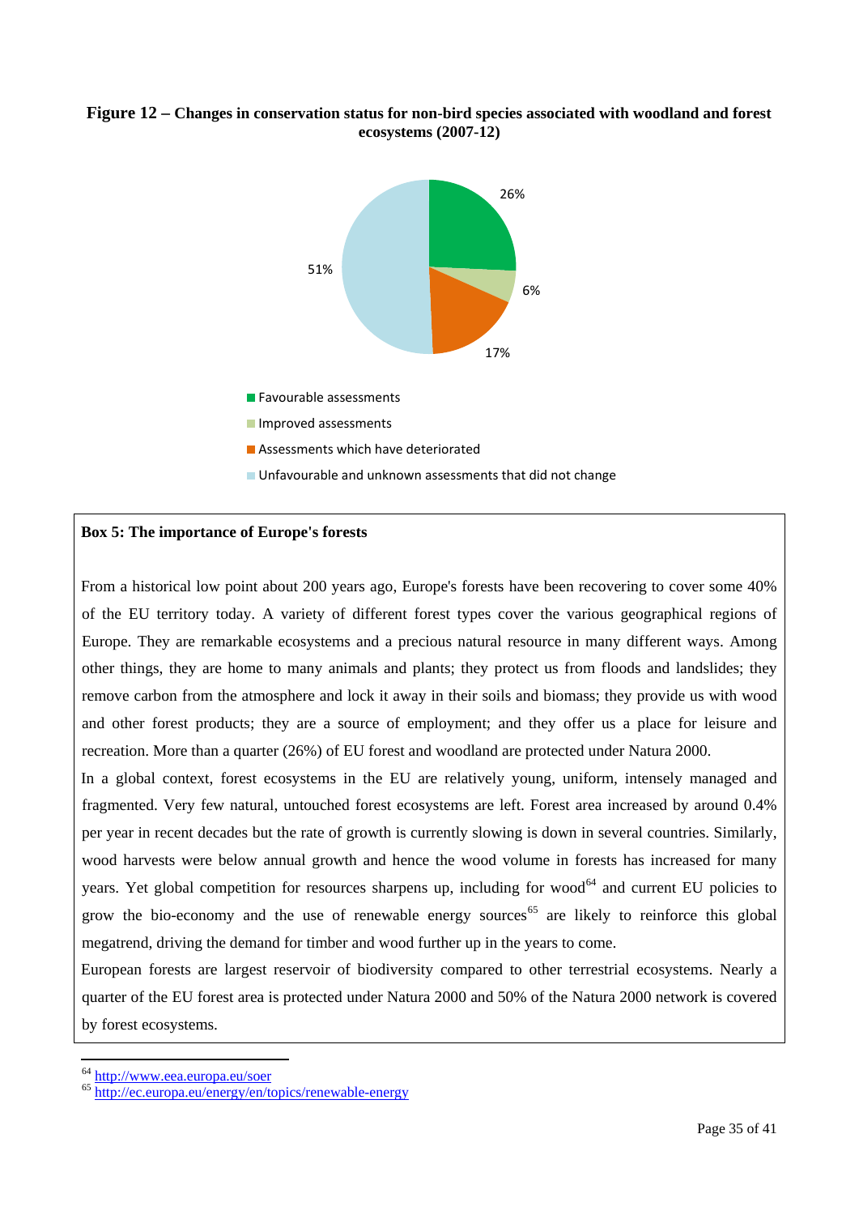**Figure 12 – Changes in conservation status for non-bird species associated with woodland and forest ecosystems (2007-12)**

26%

6%

17%

51%

- Favourable assessments
- Improved assessments
- Assessments which have deteriorated
- Unfavourable and unknown assessments that did not change

**Box 5: The importance of Europe's forests**

From a historical low point about 200 years ago, Europe's forests have been recovering to cover some 40% of the EU territory today. A variety of different forest types cover the various geographical regions of Europe. They are remarkable ecosystems and a precious natural resource in many different ways. Among other things, they are home to many animals and plants; they protect us from floods and landslides; they remove carbon from the atmosphere and lock it away in their soils and biomass; they provide us with wood and other forest products; they are a source of employment; and they offer us a place for leisure and recreation. More than a quarter (26%) of EU forest and woodland are protected under Natura 2000.

In a global context, forest ecosystems in the EU are relatively young, uniform, intensely managed and fragmented. Very few natural, untouched forest ecosystems are left. Forest area increased by around 0.4% per year in recent decades but the rate of growth is currently slowing is down in several countries. Similarly, wood harvests were below annual growth and hence the wood volume in forests has increased for many years. Yet global competition for resources sharpens up, including for wood[64] and current EU policies to grow the bio-economy and the use of renewable energy sources[65] are likely to reinforce this global megatrend, driving the demand for timber and wood further up in the years to come.

European forests are largest reservoir of biodiversity compared to other terrestrial ecosystems. Nearly a quarter of the EU forest area is protected under Natura 2000 and 50% of the Natura 2000 network is covered by forest ecosystems.

---

[64] http://www.eea.europa.eu/soer

[65] http://ec.europa.eu/energy/en/topics/renewable-energy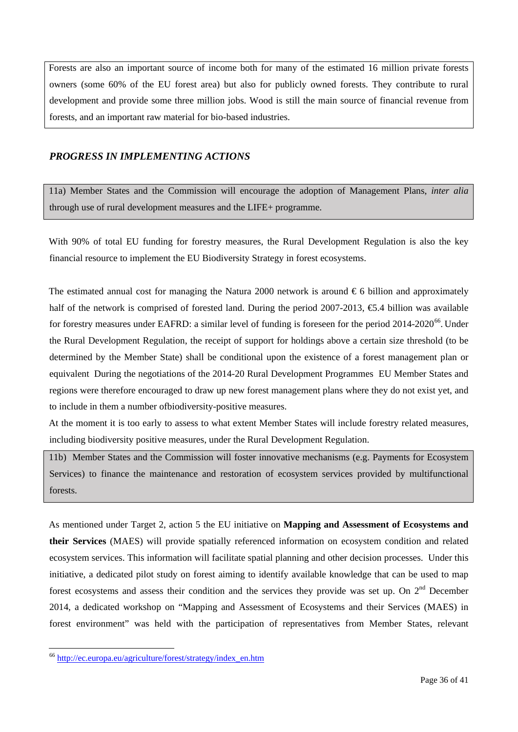Forests are also an important source of income both for many of the estimated 16 million private forests owners (some 60% of the EU forest area) but also for publicly owned forests. They contribute to rural development and provide some three million jobs. Wood is still the main source of financial revenue from forests, and an important raw material for bio-based industries.

### *PROGRESS IN IMPLEMENTING ACTIONS*

11a) Member States and the Commission will encourage the adoption of Management Plans, *inter alia* through use of rural development measures and the LIFE+ programme.

With 90% of total EU funding for forestry measures, the Rural Development Regulation is also the key financial resource to implement the EU Biodiversity Strategy in forest ecosystems.

The estimated annual cost for managing the Natura 2000 network is around € 6 billion and approximately half of the network is comprised of forested land. During the period 2007-2013, €5.4 billion was available for forestry measures under EAFRD: a similar level of funding is foreseen for the period 2014-2020[66]. Under the Rural Development Regulation, the receipt of support for holdings above a certain size threshold (to be determined by the Member State) shall be conditional upon the existence of a forest management plan or equivalent During the negotiations of the 2014-20 Rural Development Programmes EU Member States and regions were therefore encouraged to draw up new forest management plans where they do not exist yet, and to include in them a number ofbiodiversity-positive measures.

At the moment it is too early to assess to what extent Member States will include forestry related measures, including biodiversity positive measures, under the Rural Development Regulation.

11b) Member States and the Commission will foster innovative mechanisms (e.g. Payments for Ecosystem Services) to finance the maintenance and restoration of ecosystem services provided by multifunctional forests.

As mentioned under Target 2, action 5 the EU initiative on **Mapping and Assessment of Ecosystems and their Services** (MAES) will provide spatially referenced information on ecosystem condition and related ecosystem services. This information will facilitate spatial planning and other decision processes. Under this initiative, a dedicated pilot study on forest aiming to identify available knowledge that can be used to map forest ecosystems and assess their condition and the services they provide was set up. On 2nd December 2014, a dedicated workshop on "Mapping and Assessment of Ecosystems and their Services (MAES) in forest environment" was held with the participation of representatives from Member States, relevant

[66] http://ec.europa.eu/agriculture/forest/strategy/index_en.htm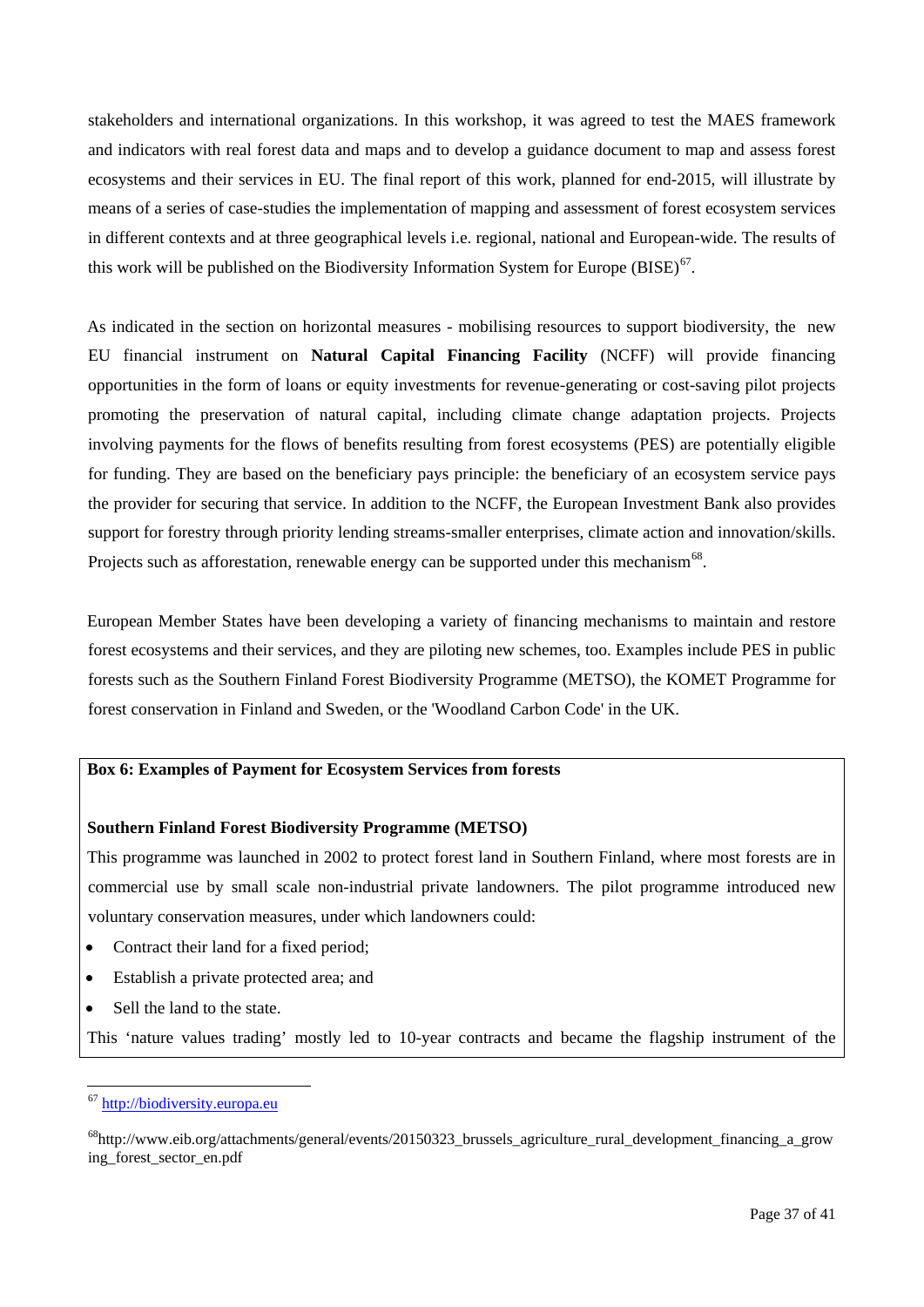stakeholders and international organizations. In this workshop, it was agreed to test the MAES framework and indicators with real forest data and maps and to develop a guidance document to map and assess forest ecosystems and their services in EU. The final report of this work, planned for end-2015, will illustrate by means of a series of case-studies the implementation of mapping and assessment of forest ecosystem services in different contexts and at three geographical levels i.e. regional, national and European-wide. The results of this work will be published on the Biodiversity Information System for Europe (BISE)[67].

As indicated in the section on horizontal measures - mobilising resources to support biodiversity, the new EU financial instrument on **Natural Capital Financing Facility** (NCFF) will provide financing opportunities in the form of loans or equity investments for revenue-generating or cost-saving pilot projects promoting the preservation of natural capital, including climate change adaptation projects. Projects involving payments for the flows of benefits resulting from forest ecosystems (PES) are potentially eligible for funding. They are based on the beneficiary pays principle: the beneficiary of an ecosystem service pays the provider for securing that service. In addition to the NCFF, the European Investment Bank also provides support for forestry through priority lending streams-smaller enterprises, climate action and innovation/skills. Projects such as afforestation, renewable energy can be supported under this mechanism[68].

European Member States have been developing a variety of financing mechanisms to maintain and restore forest ecosystems and their services, and they are piloting new schemes, too. Examples include PES in public forests such as the Southern Finland Forest Biodiversity Programme (METSO), the KOMET Programme for forest conservation in Finland and Sweden, or the 'Woodland Carbon Code' in the UK.

**Box 6: Examples of Payment for Ecosystem Services from forests**

**Southern Finland Forest Biodiversity Programme (METSO)**

This programme was launched in 2002 to protect forest land in Southern Finland, where most forests are in commercial use by small scale non-industrial private landowners. The pilot programme introduced new voluntary conservation measures, under which landowners could:

- Contract their land for a fixed period;
- Establish a private protected area; and
- Sell the land to the state.

This 'nature values trading' mostly led to 10-year contracts and became the flagship instrument of the

[67] http://biodiversity.europa.eu

[68] http://www.eib.org/attachments/general/events/20150323_brussels_agriculture_rural_development_financing_a_growing_forest_sector_en.pdf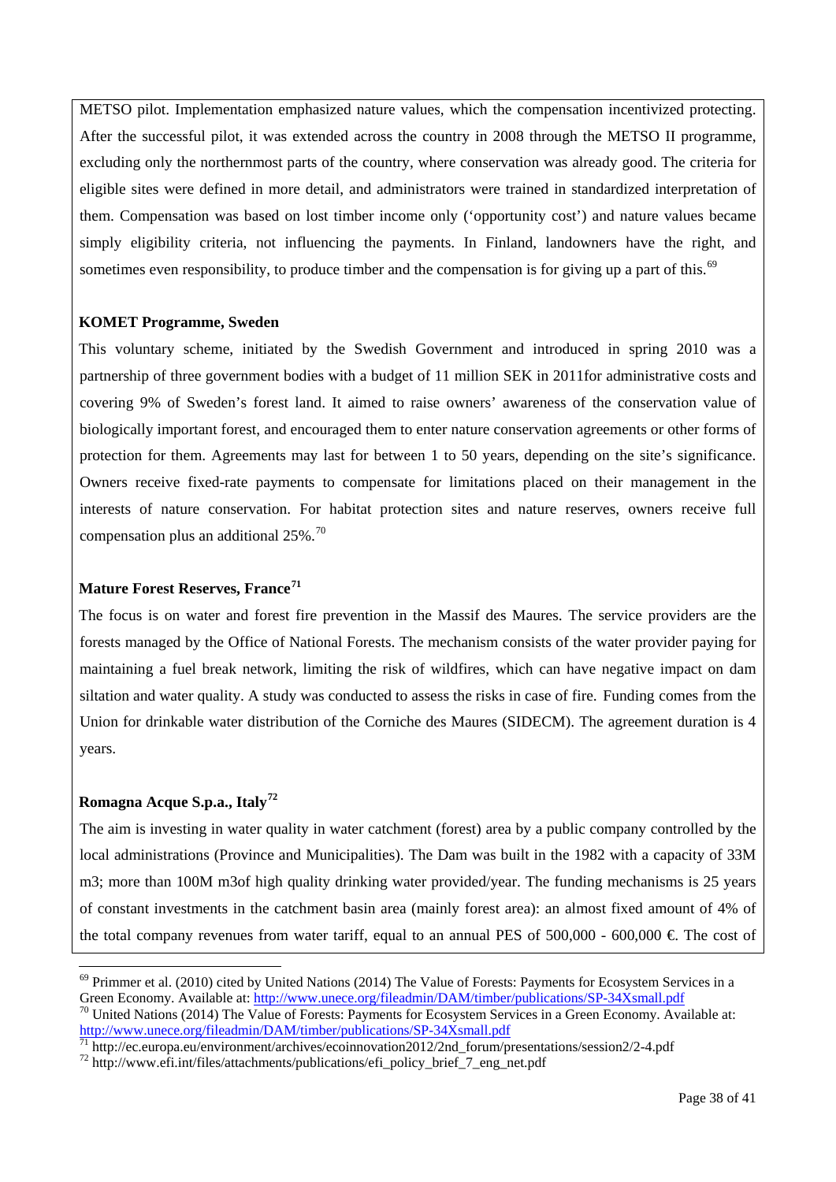METSO pilot. Implementation emphasized nature values, which the compensation incentivized protecting. After the successful pilot, it was extended across the country in 2008 through the METSO II programme, excluding only the northernmost parts of the country, where conservation was already good. The criteria for eligible sites were defined in more detail, and administrators were trained in standardized interpretation of them. Compensation was based on lost timber income only ('opportunity cost') and nature values became simply eligibility criteria, not influencing the payments. In Finland, landowners have the right, and sometimes even responsibility, to produce timber and the compensation is for giving up a part of this.[69]

**KOMET Programme, Sweden**

This voluntary scheme, initiated by the Swedish Government and introduced in spring 2010 was a partnership of three government bodies with a budget of 11 million SEK in 2011for administrative costs and covering 9% of Sweden's forest land. It aimed to raise owners' awareness of the conservation value of biologically important forest, and encouraged them to enter nature conservation agreements or other forms of protection for them. Agreements may last for between 1 to 50 years, depending on the site's significance. Owners receive fixed-rate payments to compensate for limitations placed on their management in the interests of nature conservation. For habitat protection sites and nature reserves, owners receive full compensation plus an additional 25%.[70]

**Mature Forest Reserves, France[71]**

The focus is on water and forest fire prevention in the Massif des Maures. The service providers are the forests managed by the Office of National Forests. The mechanism consists of the water provider paying for maintaining a fuel break network, limiting the risk of wildfires, which can have negative impact on dam siltation and water quality. A study was conducted to assess the risks in case of fire. Funding comes from the Union for drinkable water distribution of the Corniche des Maures (SIDECM). The agreement duration is 4 years.

**Romagna Acque S.p.a., Italy[72]**

The aim is investing in water quality in water catchment (forest) area by a public company controlled by the local administrations (Province and Municipalities). The Dam was built in the 1982 with a capacity of 33M m3; more than 100M m3of high quality drinking water provided/year. The funding mechanisms is 25 years of constant investments in the catchment basin area (mainly forest area): an almost fixed amount of 4% of the total company revenues from water tariff, equal to an annual PES of 500,000 - 600,000 €. The cost of

---

[69] Primmer et al. (2010) cited by United Nations (2014) The Value of Forests: Payments for Ecosystem Services in a Green Economy. Available at: http://www.unece.org/fileadmin/DAM/timber/publications/SP-34Xsmall.pdf

[70] United Nations (2014) The Value of Forests: Payments for Ecosystem Services in a Green Economy. Available at: http://www.unece.org/fileadmin/DAM/timber/publications/SP-34Xsmall.pdf

[71] http://ec.europa.eu/environment/archives/ecoinnovation2012/2nd_forum/presentations/session2/2-4.pdf

[72] http://www.efi.int/files/attachments/publications/efi_policy_brief_7_eng_net.pdf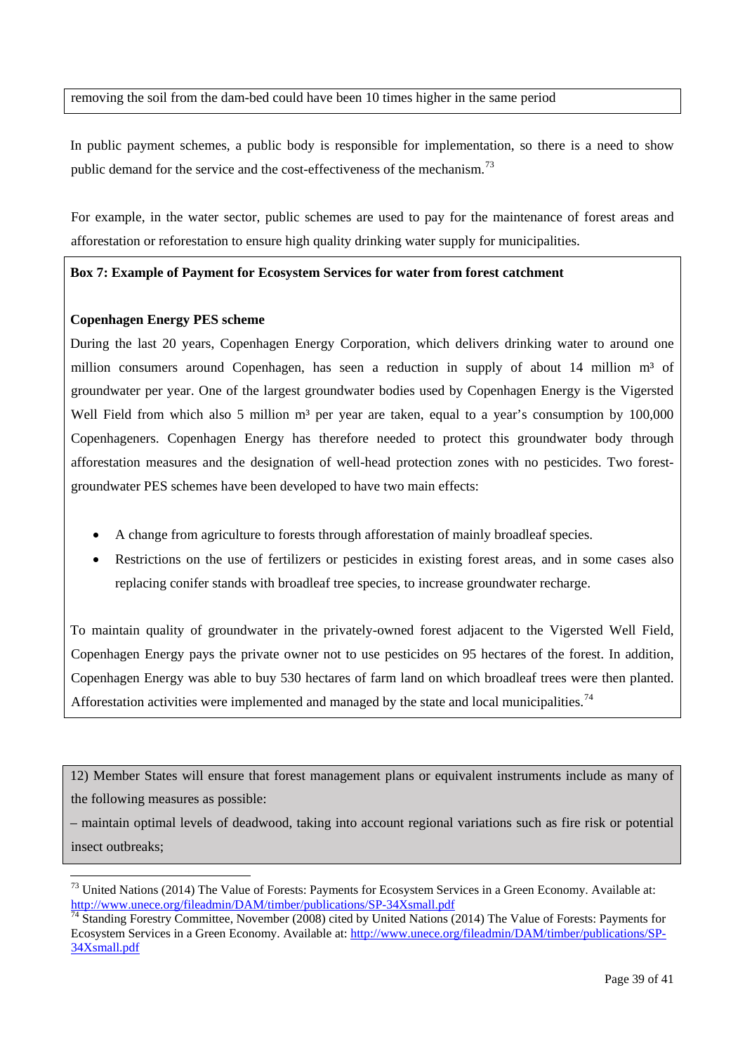removing the soil from the dam-bed could have been 10 times higher in the same period

In public payment schemes, a public body is responsible for implementation, so there is a need to show public demand for the service and the cost-effectiveness of the mechanism.[73]

For example, in the water sector, public schemes are used to pay for the maintenance of forest areas and afforestation or reforestation to ensure high quality drinking water supply for municipalities.

**Box 7: Example of Payment for Ecosystem Services for water from forest catchment**

**Copenhagen Energy PES scheme**

During the last 20 years, Copenhagen Energy Corporation, which delivers drinking water to around one million consumers around Copenhagen, has seen a reduction in supply of about 14 million m³ of groundwater per year. One of the largest groundwater bodies used by Copenhagen Energy is the Vigersted Well Field from which also 5 million m³ per year are taken, equal to a year's consumption by 100,000 Copenhageners. Copenhagen Energy has therefore needed to protect this groundwater body through afforestation measures and the designation of well-head protection zones with no pesticides. Two forest-groundwater PES schemes have been developed to have two main effects:

- A change from agriculture to forests through afforestation of mainly broadleaf species.
- Restrictions on the use of fertilizers or pesticides in existing forest areas, and in some cases also replacing conifer stands with broadleaf tree species, to increase groundwater recharge.

To maintain quality of groundwater in the privately-owned forest adjacent to the Vigersted Well Field, Copenhagen Energy pays the private owner not to use pesticides on 95 hectares of the forest. In addition, Copenhagen Energy was able to buy 530 hectares of farm land on which broadleaf trees were then planted. Afforestation activities were implemented and managed by the state and local municipalities.[74]

12) Member States will ensure that forest management plans or equivalent instruments include as many of the following measures as possible:

– maintain optimal levels of deadwood, taking into account regional variations such as fire risk or potential insect outbreaks;

---

[73] United Nations (2014) The Value of Forests: Payments for Ecosystem Services in a Green Economy. Available at: http://www.unece.org/fileadmin/DAM/timber/publications/SP-34Xsmall.pdf

[74] Standing Forestry Committee, November (2008) cited by United Nations (2014) The Value of Forests: Payments for Ecosystem Services in a Green Economy. Available at: http://www.unece.org/fileadmin/DAM/timber/publications/SP-34Xsmall.pdf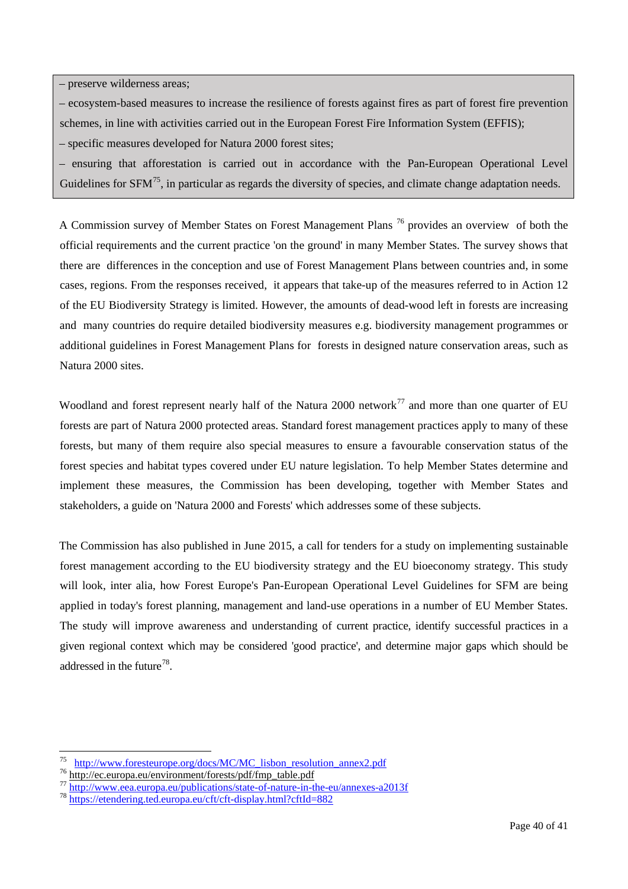– preserve wilderness areas;

– ecosystem-based measures to increase the resilience of forests against fires as part of forest fire prevention schemes, in line with activities carried out in the European Forest Fire Information System (EFFIS);

– specific measures developed for Natura 2000 forest sites;

– ensuring that afforestation is carried out in accordance with the Pan-European Operational Level Guidelines for SFM[75], in particular as regards the diversity of species, and climate change adaptation needs.

A Commission survey of Member States on Forest Management Plans [76] provides an overview of both the official requirements and the current practice 'on the ground' in many Member States. The survey shows that there are differences in the conception and use of Forest Management Plans between countries and, in some cases, regions. From the responses received, it appears that take-up of the measures referred to in Action 12 of the EU Biodiversity Strategy is limited. However, the amounts of dead-wood left in forests are increasing and many countries do require detailed biodiversity measures e.g. biodiversity management programmes or additional guidelines in Forest Management Plans for forests in designed nature conservation areas, such as Natura 2000 sites.

Woodland and forest represent nearly half of the Natura 2000 network[77] and more than one quarter of EU forests are part of Natura 2000 protected areas. Standard forest management practices apply to many of these forests, but many of them require also special measures to ensure a favourable conservation status of the forest species and habitat types covered under EU nature legislation. To help Member States determine and implement these measures, the Commission has been developing, together with Member States and stakeholders, a guide on 'Natura 2000 and Forests' which addresses some of these subjects.

The Commission has also published in June 2015, a call for tenders for a study on implementing sustainable forest management according to the EU biodiversity strategy and the EU bioeconomy strategy. This study will look, inter alia, how Forest Europe's Pan-European Operational Level Guidelines for SFM are being applied in today's forest planning, management and land-use operations in a number of EU Member States. The study will improve awareness and understanding of current practice, identify successful practices in a given regional context which may be considered 'good practice', and determine major gaps which should be addressed in the future[78].

---

[75] http://www.foresteurope.org/docs/MC/MC_lisbon_resolution_annex2.pdf

[76] http://ec.europa.eu/environment/forests/pdf/fmp_table.pdf

[77] http://www.eea.europa.eu/publications/state-of-nature-in-the-eu/annexes-a2013f

[78] https://etendering.ted.europa.eu/cft/cft-display.html?cftId=882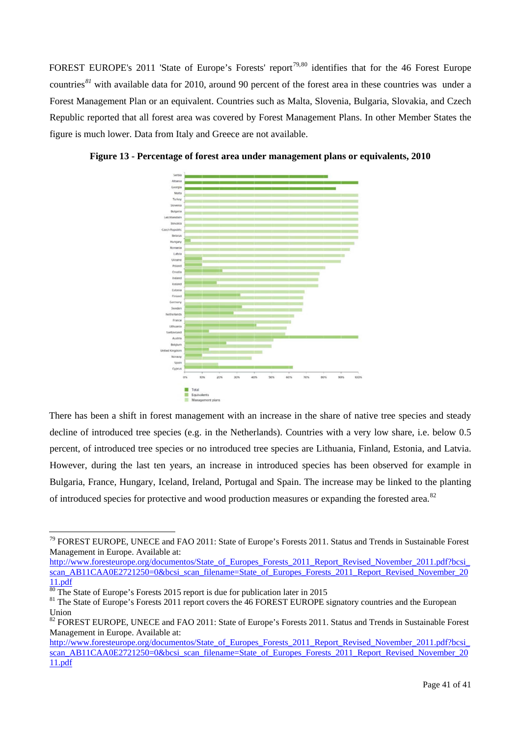FOREST EUROPE's 2011 'State of Europe's Forests' report[79,80] identifies that for the 46 Forest Europe countries[81] with available data for 2010, around 90 percent of the forest area in these countries was under a Forest Management Plan or an equivalent. Countries such as Malta, Slovenia, Bulgaria, Slovakia, and Czech Republic reported that all forest area was covered by Forest Management Plans. In other Member States the figure is much lower. Data from Italy and Greece are not available.

**Figure 13 - Percentage of forest area under management plans or equivalents, 2010**

Serbia
Albania
Georgia
Malta
Turkey
Slovenia
Bulgaria
Liechtenstein
Slovakia
Czech Republic
Belarus
Hungary
Romania
Latvia
Ukraine
Poland
Croatia
Ireland
Iceland
Estonia
Finland
Germany
Sweden
Netherlands
France
Lithuania
Switzerland
Austria
Belgium
United Kingdom
Norway
Spain
Cyprus

0% 10% 20% 30% 40% 50% 60% 70% 80% 90% 100%

Total
Equivalents
Management plans

There has been a shift in forest management with an increase in the share of native tree species and steady decline of introduced tree species (e.g. in the Netherlands). Countries with a very low share, i.e. below 0.5 percent, of introduced tree species or no introduced tree species are Lithuania, Finland, Estonia, and Latvia. However, during the last ten years, an increase in introduced species has been observed for example in Bulgaria, France, Hungary, Iceland, Ireland, Portugal and Spain. The increase may be linked to the planting of introduced species for protective and wood production measures or expanding the forested area.[82]

---

[79] FOREST EUROPE, UNECE and FAO 2011: State of Europe's Forests 2011. Status and Trends in Sustainable Forest Management in Europe. Available at: http://www.foresteurope.org/documentos/State_of_Europes_Forests_2011_Report_Revised_November_2011.pdf?bcsi_scan_AB11CAA0E2721250=0&bcsi_scan_filename=State_of_Europes_Forests_2011_Report_Revised_November_2011.pdf

[80] The State of Europe's Forests 2015 report is due for publication later in 2015

[81] The State of Europe's Forests 2011 report covers the 46 FOREST EUROPE signatory countries and the European Union

[82] FOREST EUROPE, UNECE and FAO 2011: State of Europe's Forests 2011. Status and Trends in Sustainable Forest Management in Europe. Available at: http://www.foresteurope.org/documentos/State_of_Europes_Forests_2011_Report_Revised_November_2011.pdf?bcsi_scan_AB11CAA0E2721250=0&bcsi_scan_filename=State_of_Europes_Forests_2011_Report_Revised_November_2011.pdf